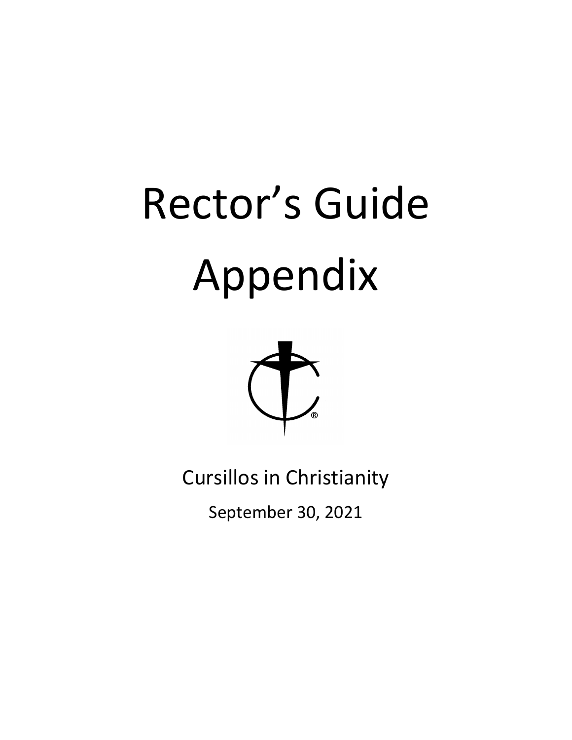# Rector's Guide

# Appendix

Cursillos in Christianity

September 30, 2021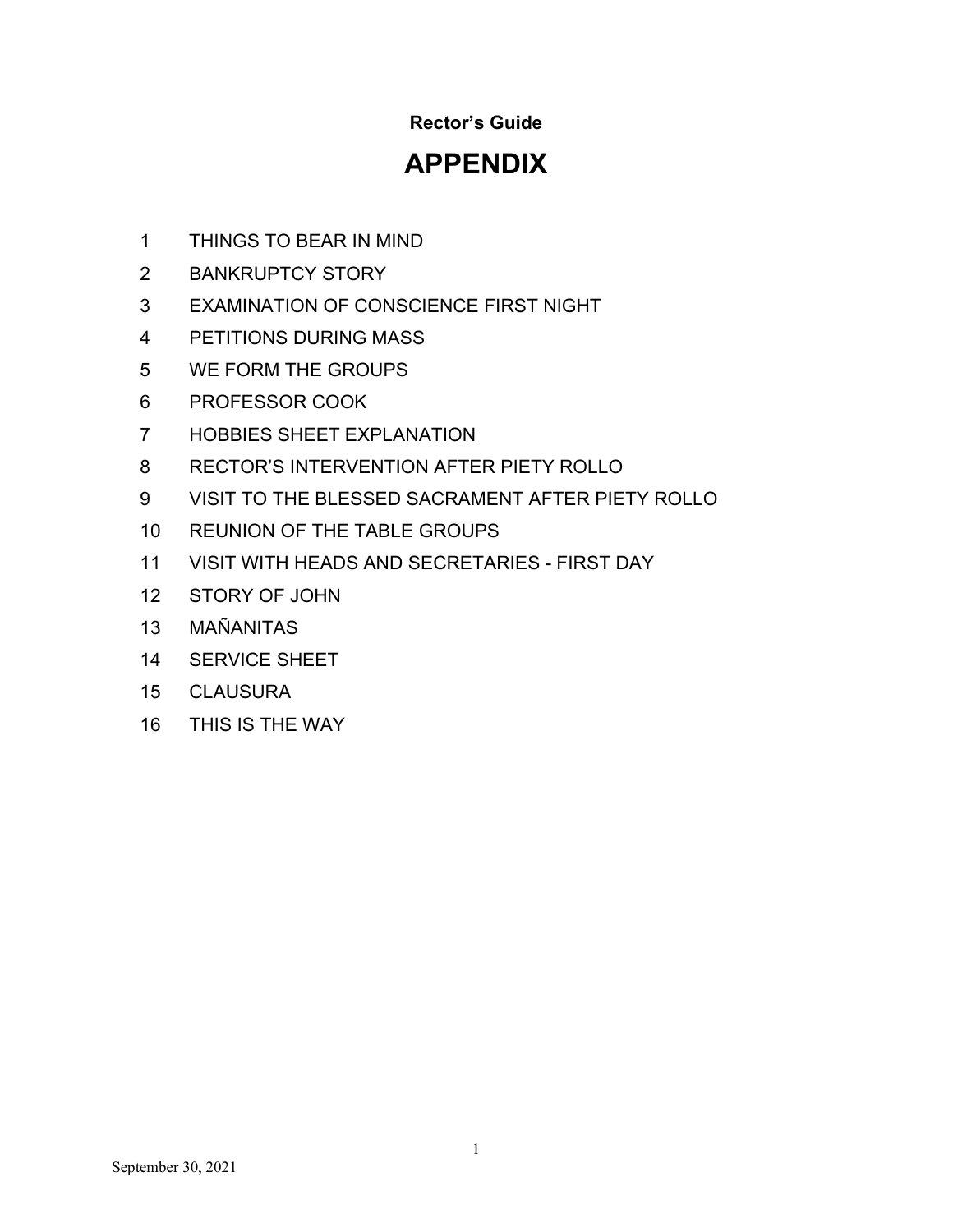**Rector's Guide**

# APPENDIX

1. THINGS TO BEAR IN MIND
2. BANKRUPTCY STORY
3. EXAMINATION OF CONSCIENCE FIRST NIGHT
4. PETITIONS DURING MASS
5. WE FORM THE GROUPS
6. PROFESSOR COOK
7. HOBBIES SHEET EXPLANATION
8. RECTOR'S INTERVENTION AFTER PIETY ROLLO
9. VISIT TO THE BLESSED SACRAMENT AFTER PIETY ROLLO
10. REUNION OF THE TABLE GROUPS
11. VISIT WITH HEADS AND SECRETARIES - FIRST DAY
12. STORY OF JOHN
13. MAÑANITAS
14. SERVICE SHEET
15. CLAUSURA
16. THIS IS THE WAY

September 30, 2021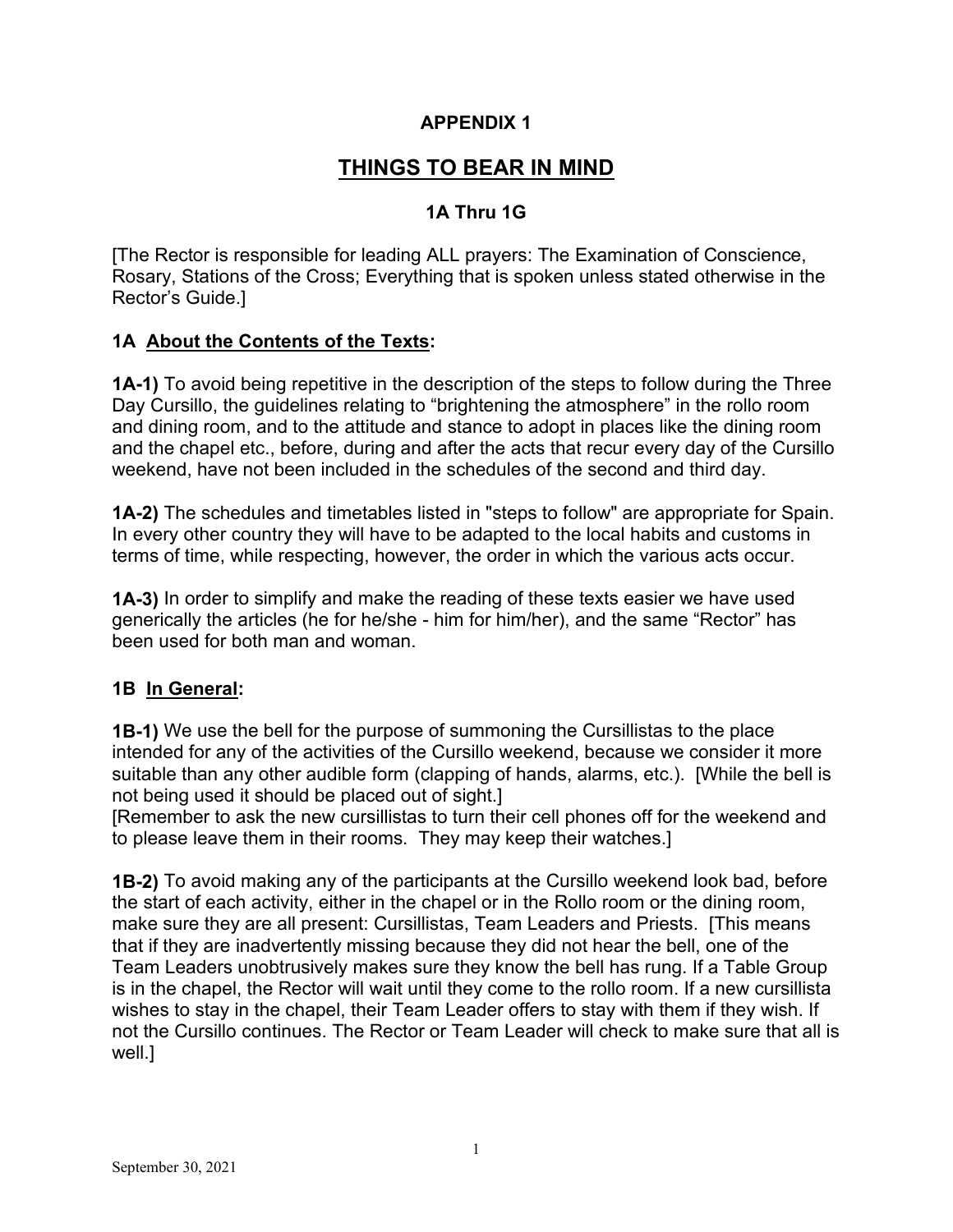## APPENDIX 1

# THINGS TO BEAR IN MIND

### 1A Thru 1G

[The Rector is responsible for leading ALL prayers: The Examination of Conscience, Rosary, Stations of the Cross; Everything that is spoken unless stated otherwise in the Rector's Guide.]

### 1A <u>About the Contents of the Texts</u>:

**1A-1)** To avoid being repetitive in the description of the steps to follow during the Three Day Cursillo, the guidelines relating to "brightening the atmosphere" in the rollo room and dining room, and to the attitude and stance to adopt in places like the dining room and the chapel etc., before, during and after the acts that recur every day of the Cursillo weekend, have not been included in the schedules of the second and third day.

**1A-2)** The schedules and timetables listed in "steps to follow" are appropriate for Spain. In every other country they will have to be adapted to the local habits and customs in terms of time, while respecting, however, the order in which the various acts occur.

**1A-3)** In order to simplify and make the reading of these texts easier we have used generically the articles (he for he/she - him for him/her), and the same "Rector" has been used for both man and woman.

### 1B <u>In General</u>:

**1B-1)** We use the bell for the purpose of summoning the Cursillistas to the place intended for any of the activities of the Cursillo weekend, because we consider it more suitable than any other audible form (clapping of hands, alarms, etc.). [While the bell is not being used it should be placed out of sight.]
[Remember to ask the new cursillistas to turn their cell phones off for the weekend and to please leave them in their rooms. They may keep their watches.]

**1B-2)** To avoid making any of the participants at the Cursillo weekend look bad, before the start of each activity, either in the chapel or in the Rollo room or the dining room, make sure they are all present: Cursillistas, Team Leaders and Priests. [This means that if they are inadvertently missing because they did not hear the bell, one of the Team Leaders unobtrusively makes sure they know the bell has rung. If a Table Group is in the chapel, the Rector will wait until they come to the rollo room. If a new cursillista wishes to stay in the chapel, their Team Leader offers to stay with them if they wish. If not the Cursillo continues. The Rector or Team Leader will check to make sure that all is well.]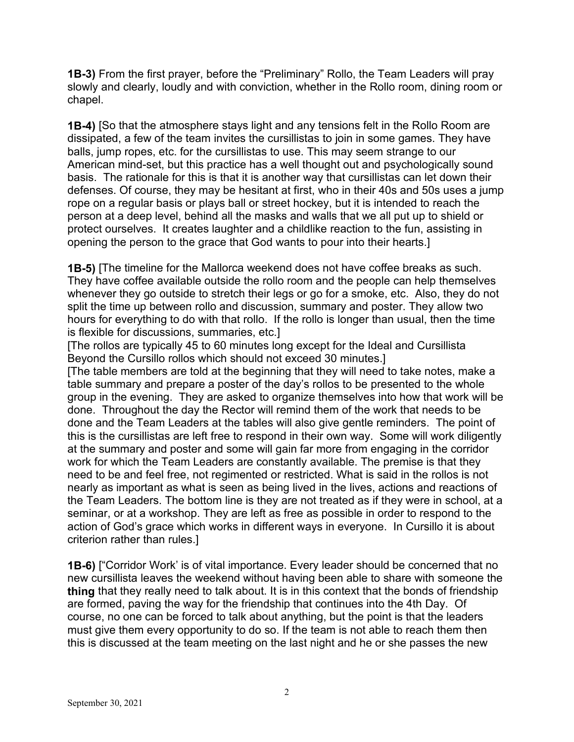**1B-3)** From the first prayer, before the "Preliminary" Rollo, the Team Leaders will pray slowly and clearly, loudly and with conviction, whether in the Rollo room, dining room or chapel.

**1B-4)** [So that the atmosphere stays light and any tensions felt in the Rollo Room are dissipated, a few of the team invites the cursillistas to join in some games. They have balls, jump ropes, etc. for the cursillistas to use. This may seem strange to our American mind-set, but this practice has a well thought out and psychologically sound basis. The rationale for this is that it is another way that cursillistas can let down their defenses. Of course, they may be hesitant at first, who in their 40s and 50s uses a jump rope on a regular basis or plays ball or street hockey, but it is intended to reach the person at a deep level, behind all the masks and walls that we all put up to shield or protect ourselves. It creates laughter and a childlike reaction to the fun, assisting in opening the person to the grace that God wants to pour into their hearts.]

**1B-5)** [The timeline for the Mallorca weekend does not have coffee breaks as such. They have coffee available outside the rollo room and the people can help themselves whenever they go outside to stretch their legs or go for a smoke, etc. Also, they do not split the time up between rollo and discussion, summary and poster. They allow two hours for everything to do with that rollo. If the rollo is longer than usual, then the time is flexible for discussions, summaries, etc.]

[The rollos are typically 45 to 60 minutes long except for the Ideal and Cursillista Beyond the Cursillo rollos which should not exceed 30 minutes.]

[The table members are told at the beginning that they will need to take notes, make a table summary and prepare a poster of the day's rollos to be presented to the whole group in the evening. They are asked to organize themselves into how that work will be done. Throughout the day the Rector will remind them of the work that needs to be done and the Team Leaders at the tables will also give gentle reminders. The point of this is the cursillistas are left free to respond in their own way. Some will work diligently at the summary and poster and some will gain far more from engaging in the corridor work for which the Team Leaders are constantly available. The premise is that they need to be and feel free, not regimented or restricted. What is said in the rollos is not nearly as important as what is seen as being lived in the lives, actions and reactions of the Team Leaders. The bottom line is they are not treated as if they were in school, at a seminar, or at a workshop. They are left as free as possible in order to respond to the action of God's grace which works in different ways in everyone. In Cursillo it is about criterion rather than rules.]

**1B-6)** ["Corridor Work' is of vital importance. Every leader should be concerned that no new cursillista leaves the weekend without having been able to share with someone the **thing** that they really need to talk about. It is in this context that the bonds of friendship are formed, paving the way for the friendship that continues into the 4th Day. Of course, no one can be forced to talk about anything, but the point is that the leaders must give them every opportunity to do so. If the team is not able to reach them then this is discussed at the team meeting on the last night and he or she passes the new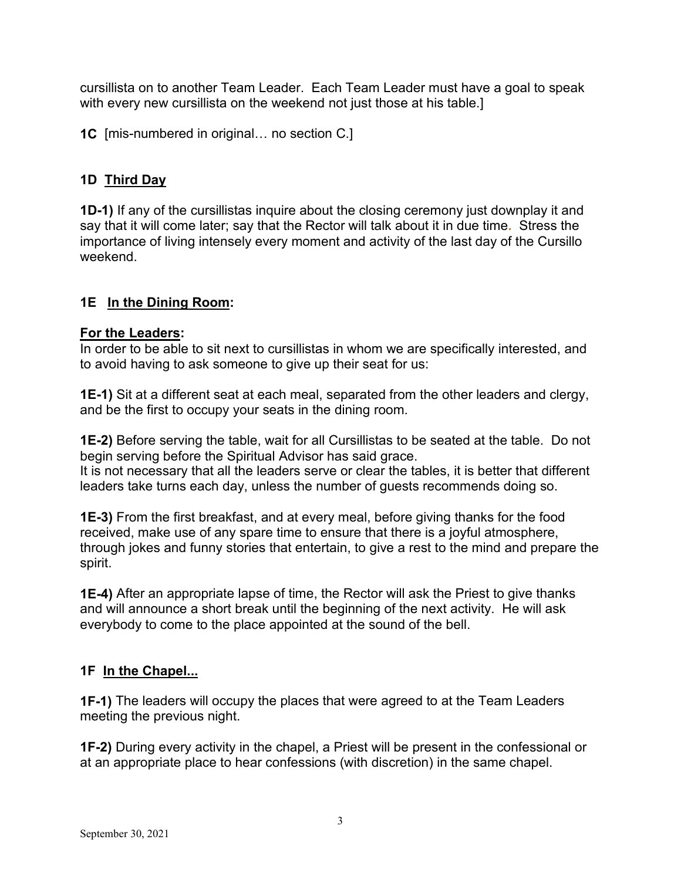cursillista on to another Team Leader. Each Team Leader must have a goal to speak with every new cursillista on the weekend not just those at his table.]

**1C** [mis-numbered in original… no section C.]

### 1D Third Day

**1D-1)** If any of the cursillistas inquire about the closing ceremony just downplay it and say that it will come later; say that the Rector will talk about it in due time. Stress the importance of living intensely every moment and activity of the last day of the Cursillo weekend.

### 1E In the Dining Room:

**For the Leaders:**

In order to be able to sit next to cursillistas in whom we are specifically interested, and to avoid having to ask someone to give up their seat for us:

**1E-1)** Sit at a different seat at each meal, separated from the other leaders and clergy, and be the first to occupy your seats in the dining room.

**1E-2)** Before serving the table, wait for all Cursillistas to be seated at the table. Do not begin serving before the Spiritual Advisor has said grace.
It is not necessary that all the leaders serve or clear the tables, it is better that different leaders take turns each day, unless the number of guests recommends doing so.

**1E-3)** From the first breakfast, and at every meal, before giving thanks for the food received, make use of any spare time to ensure that there is a joyful atmosphere, through jokes and funny stories that entertain, to give a rest to the mind and prepare the spirit.

**1E-4)** After an appropriate lapse of time, the Rector will ask the Priest to give thanks and will announce a short break until the beginning of the next activity. He will ask everybody to come to the place appointed at the sound of the bell.

### 1F In the Chapel...

**1F-1)** The leaders will occupy the places that were agreed to at the Team Leaders meeting the previous night.

**1F-2)** During every activity in the chapel, a Priest will be present in the confessional or at an appropriate place to hear confessions (with discretion) in the same chapel.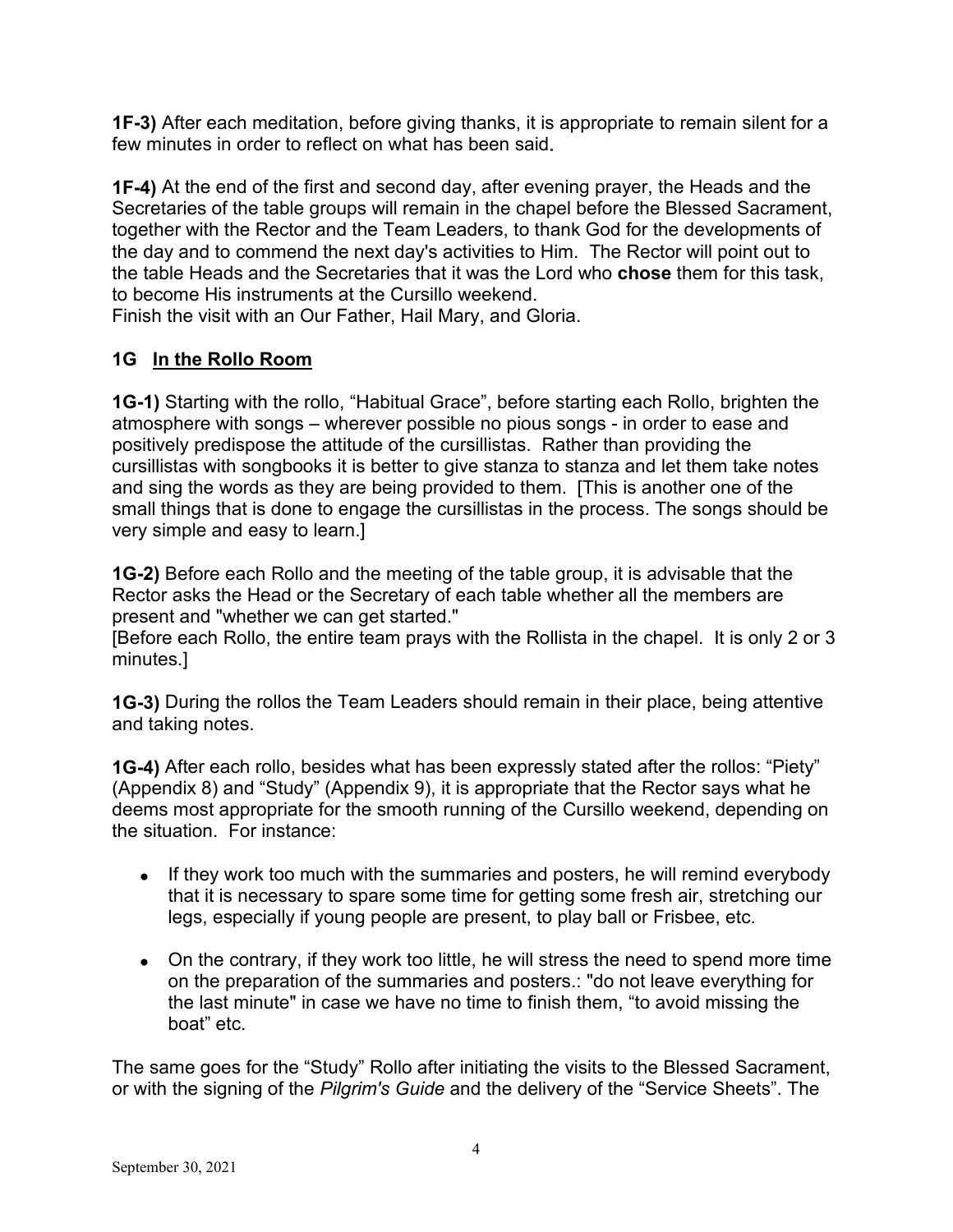**1F-3)** After each meditation, before giving thanks, it is appropriate to remain silent for a few minutes in order to reflect on what has been said.

**1F-4)** At the end of the first and second day, after evening prayer, the Heads and the Secretaries of the table groups will remain in the chapel before the Blessed Sacrament, together with the Rector and the Team Leaders, to thank God for the developments of the day and to commend the next day's activities to Him. The Rector will point out to the table Heads and the Secretaries that it was the Lord who **chose** them for this task, to become His instruments at the Cursillo weekend.
Finish the visit with an Our Father, Hail Mary, and Gloria.

## 1G <u>In the Rollo Room</u>

**1G-1)** Starting with the rollo, "Habitual Grace", before starting each Rollo, brighten the atmosphere with songs – wherever possible no pious songs - in order to ease and positively predispose the attitude of the cursillistas. Rather than providing the cursillistas with songbooks it is better to give stanza to stanza and let them take notes and sing the words as they are being provided to them. [This is another one of the small things that is done to engage the cursillistas in the process. The songs should be very simple and easy to learn.]

**1G-2)** Before each Rollo and the meeting of the table group, it is advisable that the Rector asks the Head or the Secretary of each table whether all the members are present and "whether we can get started."
[Before each Rollo, the entire team prays with the Rollista in the chapel. It is only 2 or 3 minutes.]

**1G-3)** During the rollos the Team Leaders should remain in their place, being attentive and taking notes.

**1G-4)** After each rollo, besides what has been expressly stated after the rollos: "Piety" (Appendix 8) and "Study" (Appendix 9), it is appropriate that the Rector says what he deems most appropriate for the smooth running of the Cursillo weekend, depending on the situation. For instance:

- If they work too much with the summaries and posters, he will remind everybody that it is necessary to spare some time for getting some fresh air, stretching our legs, especially if young people are present, to play ball or Frisbee, etc.

- On the contrary, if they work too little, he will stress the need to spend more time on the preparation of the summaries and posters.: "do not leave everything for the last minute" in case we have no time to finish them, "to avoid missing the boat" etc.

The same goes for the "Study" Rollo after initiating the visits to the Blessed Sacrament, or with the signing of the *Pilgrim's Guide* and the delivery of the "Service Sheets". The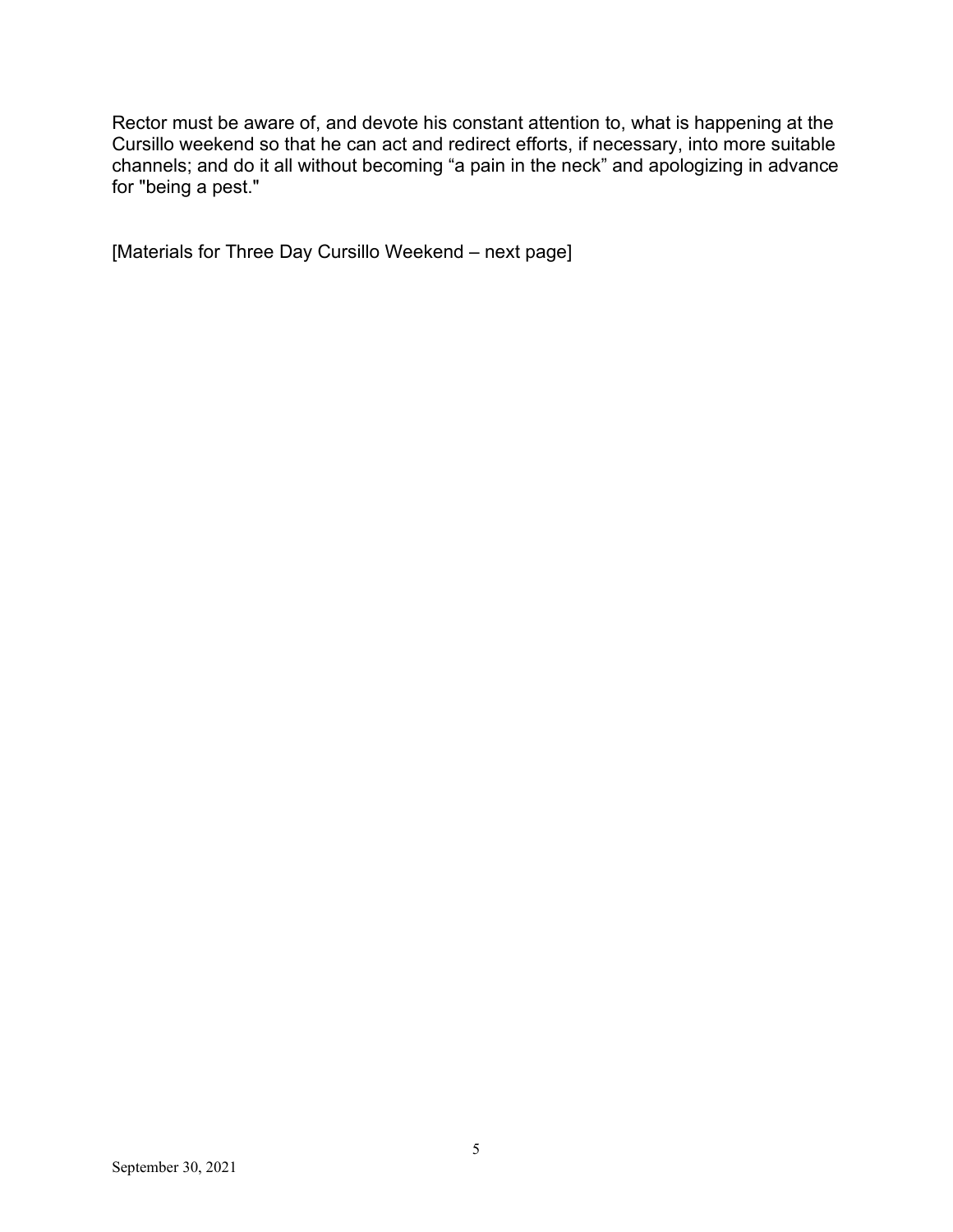Rector must be aware of, and devote his constant attention to, what is happening at the Cursillo weekend so that he can act and redirect efforts, if necessary, into more suitable channels; and do it all without becoming “a pain in the neck” and apologizing in advance for "being a pest."

[Materials for Three Day Cursillo Weekend – next page]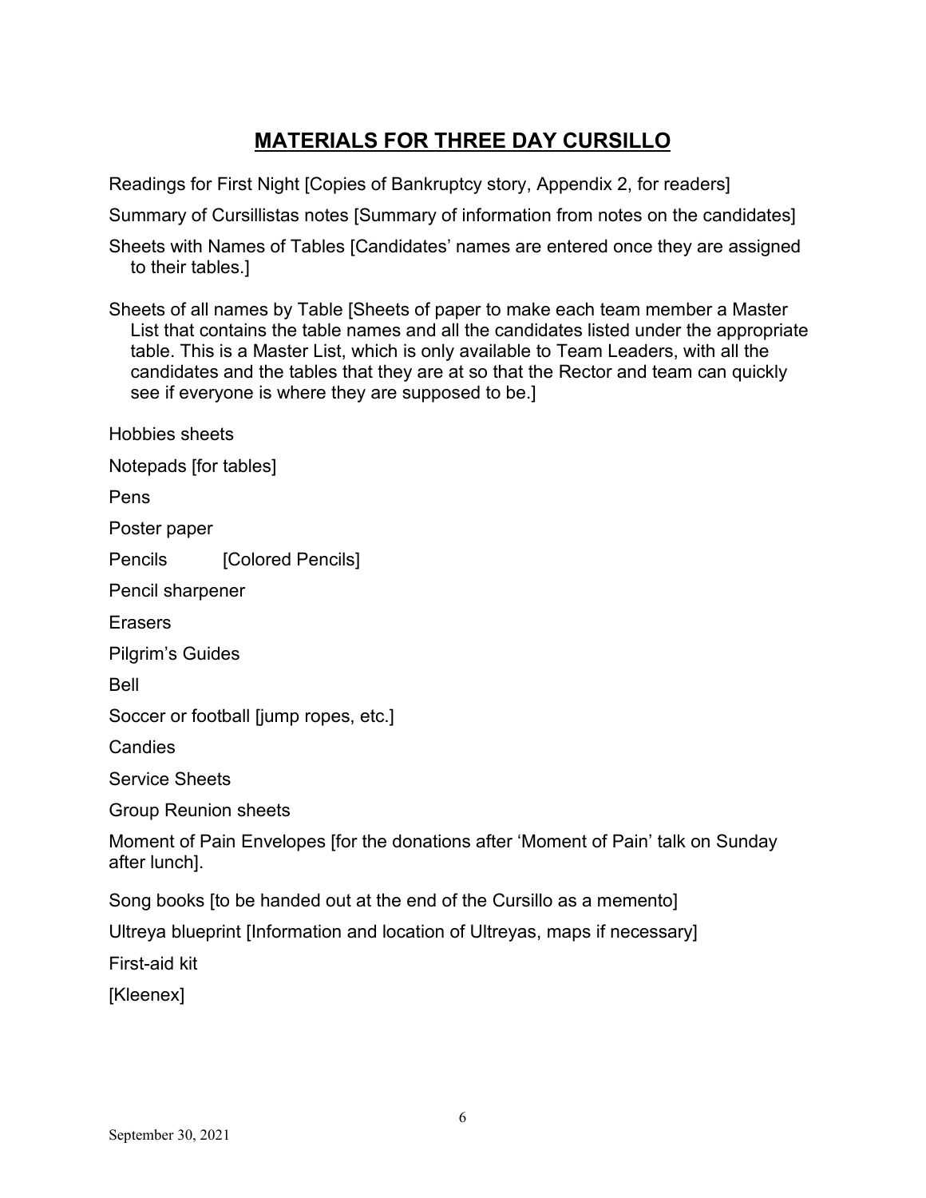# MATERIALS FOR THREE DAY CURSILLO

Readings for First Night [Copies of Bankruptcy story, Appendix 2, for readers]

Summary of Cursillistas notes [Summary of information from notes on the candidates]

Sheets with Names of Tables [Candidates' names are entered once they are assigned to their tables.]

Sheets of all names by Table [Sheets of paper to make each team member a Master List that contains the table names and all the candidates listed under the appropriate table. This is a Master List, which is only available to Team Leaders, with all the candidates and the tables that they are at so that the Rector and team can quickly see if everyone is where they are supposed to be.]

Hobbies sheets

Notepads [for tables]

Pens

Poster paper

Pencils [Colored Pencils]

Pencil sharpener

Erasers

Pilgrim's Guides

Bell

Soccer or football [jump ropes, etc.]

Candies

Service Sheets

Group Reunion sheets

Moment of Pain Envelopes [for the donations after 'Moment of Pain' talk on Sunday after lunch].

Song books [to be handed out at the end of the Cursillo as a memento]

Ultreya blueprint [Information and location of Ultreyas, maps if necessary]

First-aid kit

[Kleenex]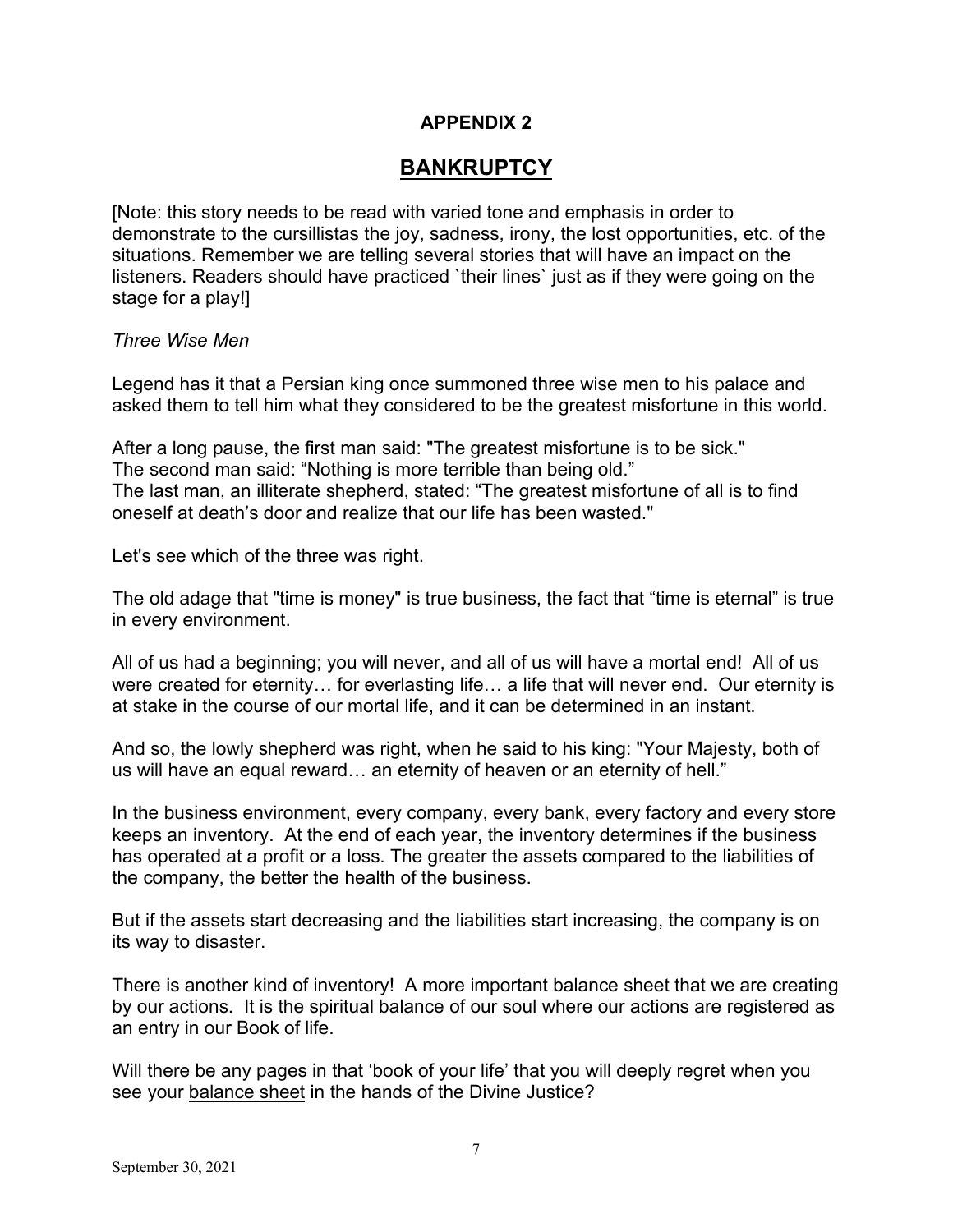## APPENDIX 2

# BANKRUPTCY

[Note: this story needs to be read with varied tone and emphasis in order to demonstrate to the cursillistas the joy, sadness, irony, the lost opportunities, etc. of the situations. Remember we are telling several stories that will have an impact on the listeners. Readers should have practiced `their lines` just as if they were going on the stage for a play!]

*Three Wise Men*

Legend has it that a Persian king once summoned three wise men to his palace and asked them to tell him what they considered to be the greatest misfortune in this world.

After a long pause, the first man said: "The greatest misfortune is to be sick."
The second man said: “Nothing is more terrible than being old.”
The last man, an illiterate shepherd, stated: “The greatest misfortune of all is to find oneself at death’s door and realize that our life has been wasted."

Let's see which of the three was right.

The old adage that "time is money" is true business, the fact that “time is eternal” is true in every environment.

All of us had a beginning; you will never, and all of us will have a mortal end! All of us were created for eternity… for everlasting life… a life that will never end. Our eternity is at stake in the course of our mortal life, and it can be determined in an instant.

And so, the lowly shepherd was right, when he said to his king: "Your Majesty, both of us will have an equal reward… an eternity of heaven or an eternity of hell.”

In the business environment, every company, every bank, every factory and every store keeps an inventory. At the end of each year, the inventory determines if the business has operated at a profit or a loss. The greater the assets compared to the liabilities of the company, the better the health of the business.

But if the assets start decreasing and the liabilities start increasing, the company is on its way to disaster.

There is another kind of inventory! A more important balance sheet that we are creating by our actions. It is the spiritual balance of our soul where our actions are registered as an entry in our Book of life.

Will there be any pages in that ‘book of your life’ that you will deeply regret when you see your <u>balance sheet</u> in the hands of the Divine Justice?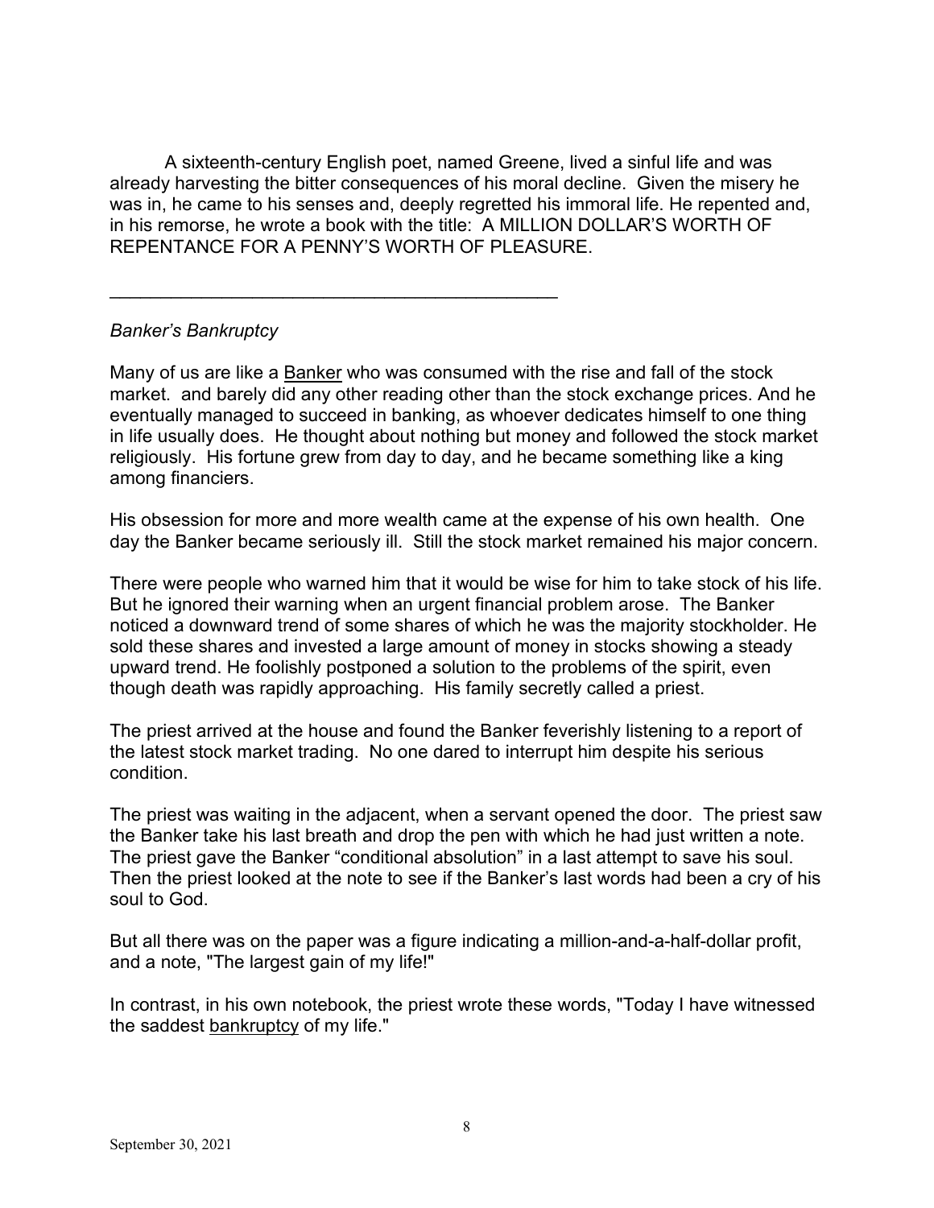A sixteenth-century English poet, named Greene, lived a sinful life and was already harvesting the bitter consequences of his moral decline. Given the misery he was in, he came to his senses and, deeply regretted his immoral life. He repented and, in his remorse, he wrote a book with the title: A MILLION DOLLAR'S WORTH OF REPENTANCE FOR A PENNY'S WORTH OF PLEASURE.

---

*Banker's Bankruptcy*

Many of us are like a Banker who was consumed with the rise and fall of the stock market. and barely did any other reading other than the stock exchange prices. And he eventually managed to succeed in banking, as whoever dedicates himself to one thing in life usually does. He thought about nothing but money and followed the stock market religiously. His fortune grew from day to day, and he became something like a king among financiers.

His obsession for more and more wealth came at the expense of his own health. One day the Banker became seriously ill. Still the stock market remained his major concern.

There were people who warned him that it would be wise for him to take stock of his life. But he ignored their warning when an urgent financial problem arose. The Banker noticed a downward trend of some shares of which he was the majority stockholder. He sold these shares and invested a large amount of money in stocks showing a steady upward trend. He foolishly postponed a solution to the problems of the spirit, even though death was rapidly approaching. His family secretly called a priest.

The priest arrived at the house and found the Banker feverishly listening to a report of the latest stock market trading. No one dared to interrupt him despite his serious condition.

The priest was waiting in the adjacent, when a servant opened the door. The priest saw the Banker take his last breath and drop the pen with which he had just written a note. The priest gave the Banker "conditional absolution" in a last attempt to save his soul. Then the priest looked at the note to see if the Banker's last words had been a cry of his soul to God.

But all there was on the paper was a figure indicating a million-and-a-half-dollar profit, and a note, "The largest gain of my life!"

In contrast, in his own notebook, the priest wrote these words, "Today I have witnessed the saddest bankruptcy of my life."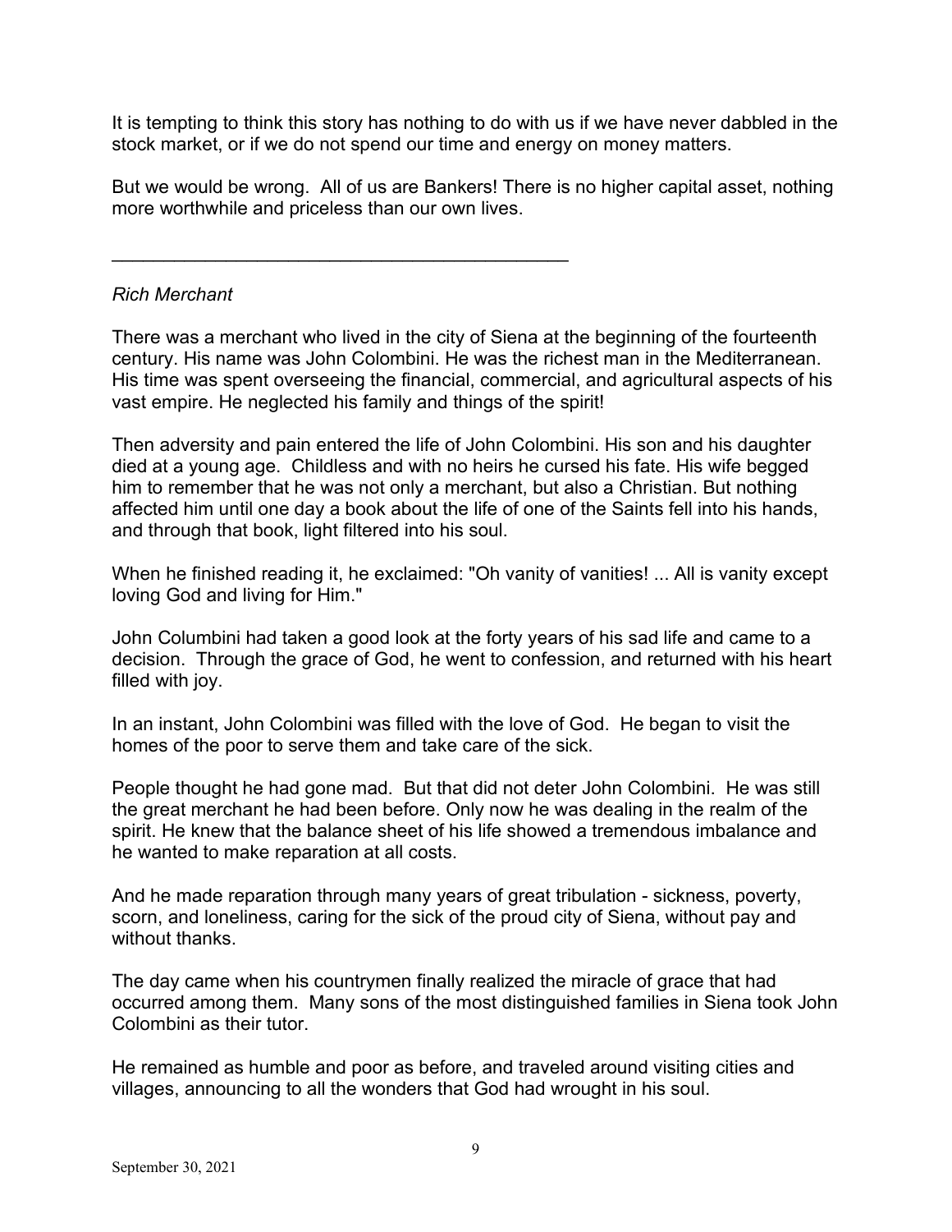It is tempting to think this story has nothing to do with us if we have never dabbled in the stock market, or if we do not spend our time and energy on money matters.

But we would be wrong. All of us are Bankers! There is no higher capital asset, nothing more worthwhile and priceless than our own lives.

---

*Rich Merchant*

There was a merchant who lived in the city of Siena at the beginning of the fourteenth century. His name was John Colombini. He was the richest man in the Mediterranean. His time was spent overseeing the financial, commercial, and agricultural aspects of his vast empire. He neglected his family and things of the spirit!

Then adversity and pain entered the life of John Colombini. His son and his daughter died at a young age. Childless and with no heirs he cursed his fate. His wife begged him to remember that he was not only a merchant, but also a Christian. But nothing affected him until one day a book about the life of one of the Saints fell into his hands, and through that book, light filtered into his soul.

When he finished reading it, he exclaimed: "Oh vanity of vanities! ... All is vanity except loving God and living for Him."

John Columbini had taken a good look at the forty years of his sad life and came to a decision. Through the grace of God, he went to confession, and returned with his heart filled with joy.

In an instant, John Colombini was filled with the love of God. He began to visit the homes of the poor to serve them and take care of the sick.

People thought he had gone mad. But that did not deter John Colombini. He was still the great merchant he had been before. Only now he was dealing in the realm of the spirit. He knew that the balance sheet of his life showed a tremendous imbalance and he wanted to make reparation at all costs.

And he made reparation through many years of great tribulation - sickness, poverty, scorn, and loneliness, caring for the sick of the proud city of Siena, without pay and without thanks.

The day came when his countrymen finally realized the miracle of grace that had occurred among them. Many sons of the most distinguished families in Siena took John Colombini as their tutor.

He remained as humble and poor as before, and traveled around visiting cities and villages, announcing to all the wonders that God had wrought in his soul.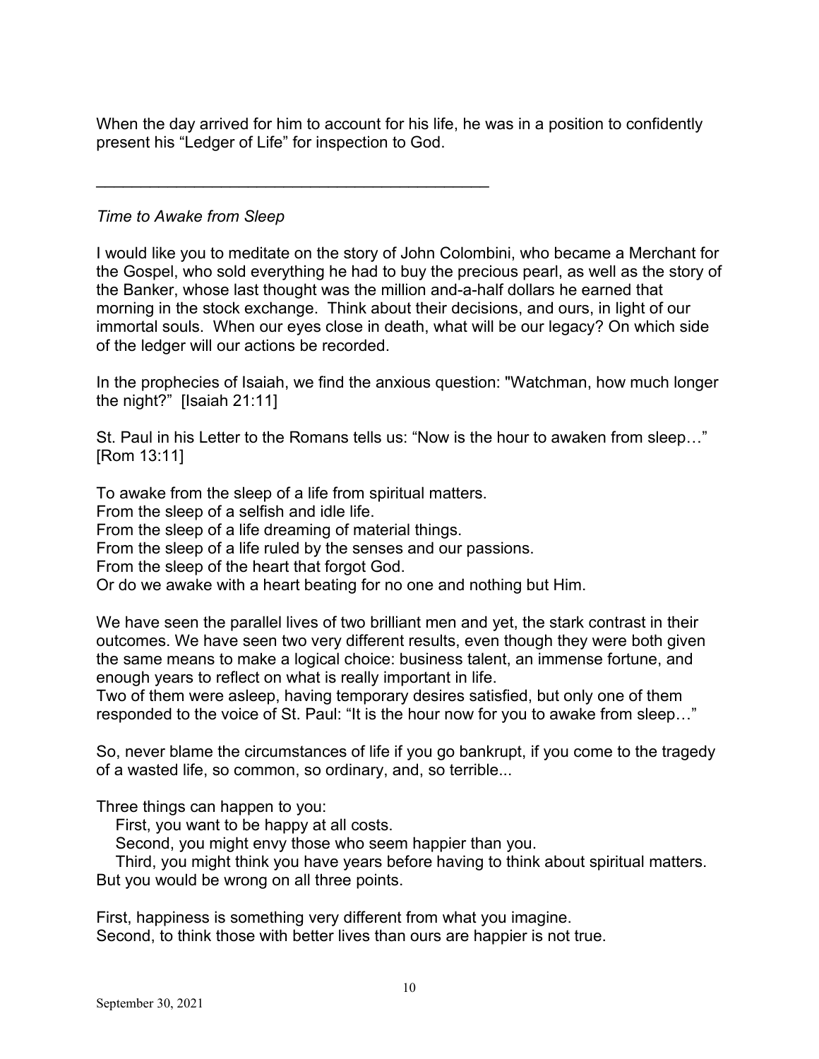When the day arrived for him to account for his life, he was in a position to confidently present his “Ledger of Life” for inspection to God.

---

*Time to Awake from Sleep*

I would like you to meditate on the story of John Colombini, who became a Merchant for the Gospel, who sold everything he had to buy the precious pearl, as well as the story of the Banker, whose last thought was the million and-a-half dollars he earned that morning in the stock exchange. Think about their decisions, and ours, in light of our immortal souls. When our eyes close in death, what will be our legacy? On which side of the ledger will our actions be recorded.

In the prophecies of Isaiah, we find the anxious question: "Watchman, how much longer the night?" [Isaiah 21:11]

St. Paul in his Letter to the Romans tells us: “Now is the hour to awaken from sleep…” [Rom 13:11]

To awake from the sleep of a life from spiritual matters.
From the sleep of a selfish and idle life.
From the sleep of a life dreaming of material things.
From the sleep of a life ruled by the senses and our passions.
From the sleep of the heart that forgot God.
Or do we awake with a heart beating for no one and nothing but Him.

We have seen the parallel lives of two brilliant men and yet, the stark contrast in their outcomes. We have seen two very different results, even though they were both given the same means to make a logical choice: business talent, an immense fortune, and enough years to reflect on what is really important in life.
Two of them were asleep, having temporary desires satisfied, but only one of them responded to the voice of St. Paul: “It is the hour now for you to awake from sleep…”

So, never blame the circumstances of life if you go bankrupt, if you come to the tragedy of a wasted life, so common, so ordinary, and, so terrible...

Three things can happen to you:
First, you want to be happy at all costs.
Second, you might envy those who seem happier than you.
Third, you might think you have years before having to think about spiritual matters.
But you would be wrong on all three points.

First, happiness is something very different from what you imagine.
Second, to think those with better lives than ours are happier is not true.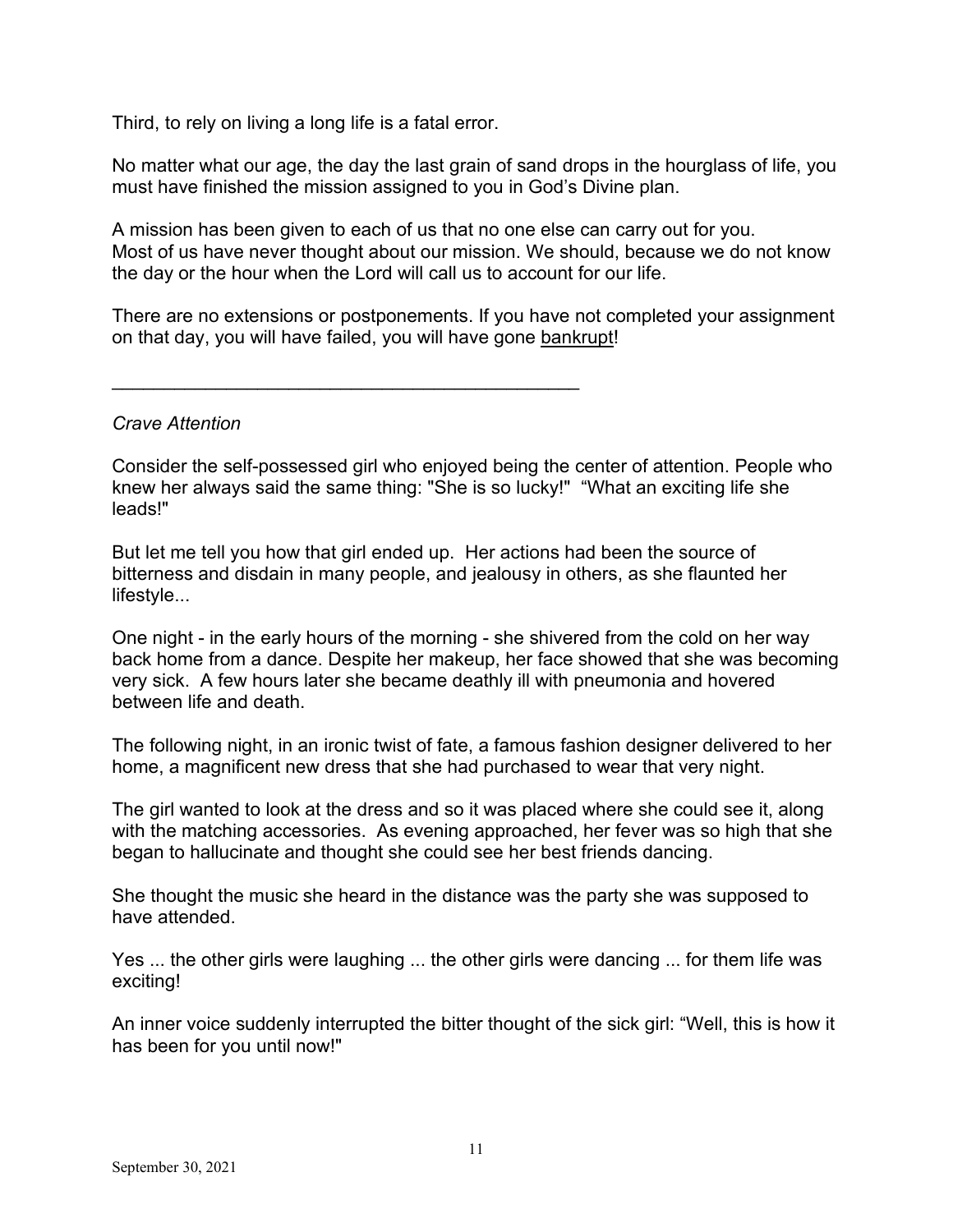Third, to rely on living a long life is a fatal error.

No matter what our age, the day the last grain of sand drops in the hourglass of life, you must have finished the mission assigned to you in God's Divine plan.

A mission has been given to each of us that no one else can carry out for you.
Most of us have never thought about our mission. We should, because we do not know the day or the hour when the Lord will call us to account for our life.

There are no extensions or postponements. If you have not completed your assignment on that day, you will have failed, you will have gone <u>bankrupt</u>!

---

*Crave Attention*

Consider the self-possessed girl who enjoyed being the center of attention. People who knew her always said the same thing: "She is so lucky!" "What an exciting life she leads!"

But let me tell you how that girl ended up. Her actions had been the source of bitterness and disdain in many people, and jealousy in others, as she flaunted her lifestyle...

One night - in the early hours of the morning - she shivered from the cold on her way back home from a dance. Despite her makeup, her face showed that she was becoming very sick. A few hours later she became deathly ill with pneumonia and hovered between life and death.

The following night, in an ironic twist of fate, a famous fashion designer delivered to her home, a magnificent new dress that she had purchased to wear that very night.

The girl wanted to look at the dress and so it was placed where she could see it, along with the matching accessories. As evening approached, her fever was so high that she began to hallucinate and thought she could see her best friends dancing.

She thought the music she heard in the distance was the party she was supposed to have attended.

Yes ... the other girls were laughing ... the other girls were dancing ... for them life was exciting!

An inner voice suddenly interrupted the bitter thought of the sick girl: "Well, this is how it has been for you until now!"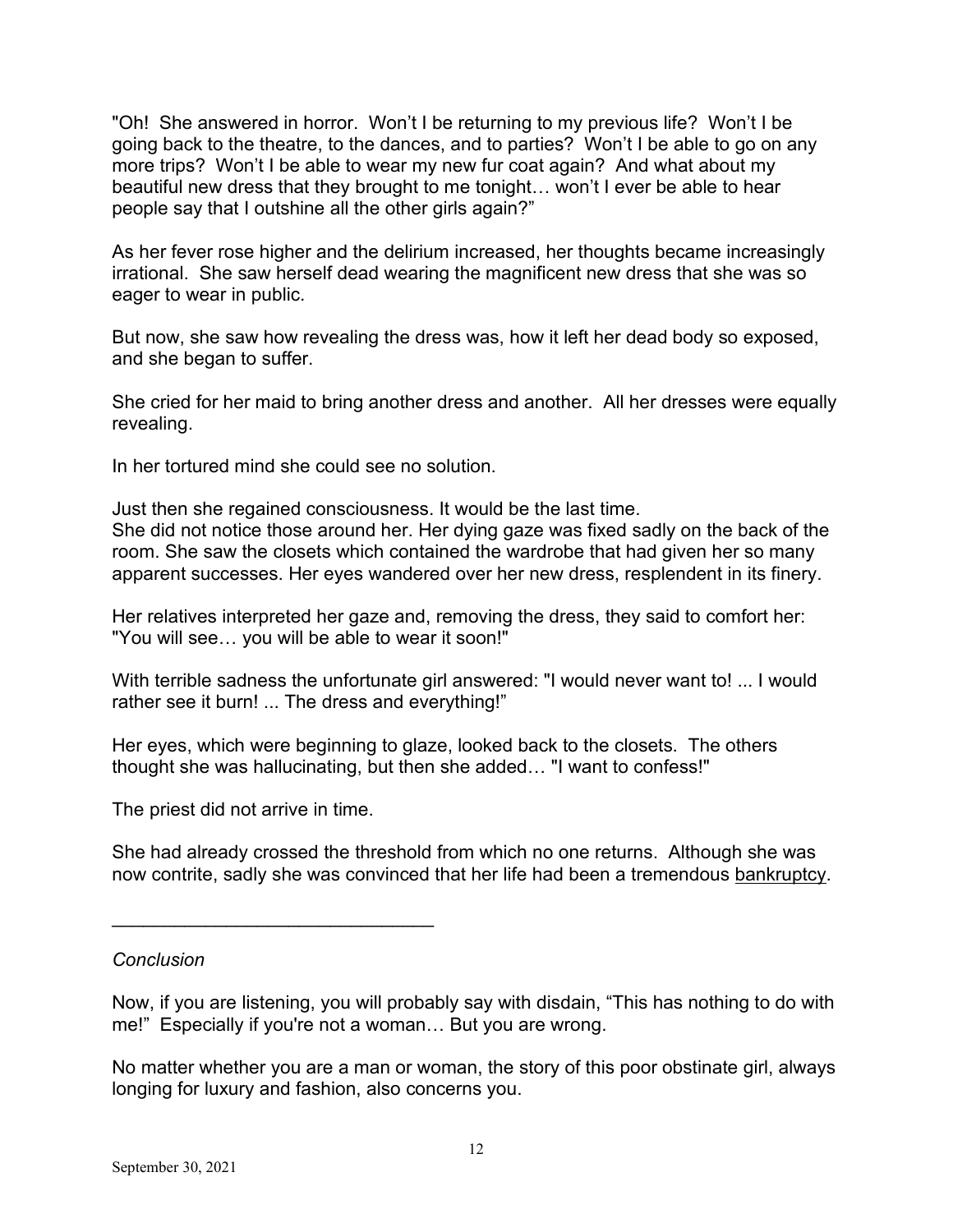"Oh! She answered in horror. Won't I be returning to my previous life? Won't I be going back to the theatre, to the dances, and to parties? Won't I be able to go on any more trips? Won't I be able to wear my new fur coat again? And what about my beautiful new dress that they brought to me tonight… won't I ever be able to hear people say that I outshine all the other girls again?"

As her fever rose higher and the delirium increased, her thoughts became increasingly irrational. She saw herself dead wearing the magnificent new dress that she was so eager to wear in public.

But now, she saw how revealing the dress was, how it left her dead body so exposed, and she began to suffer.

She cried for her maid to bring another dress and another. All her dresses were equally revealing.

In her tortured mind she could see no solution.

Just then she regained consciousness. It would be the last time.
She did not notice those around her. Her dying gaze was fixed sadly on the back of the room. She saw the closets which contained the wardrobe that had given her so many apparent successes. Her eyes wandered over her new dress, resplendent in its finery.

Her relatives interpreted her gaze and, removing the dress, they said to comfort her: "You will see… you will be able to wear it soon!"

With terrible sadness the unfortunate girl answered: "I would never want to! ... I would rather see it burn! ... The dress and everything!"

Her eyes, which were beginning to glaze, looked back to the closets. The others thought she was hallucinating, but then she added… "I want to confess!"

The priest did not arrive in time.

She had already crossed the threshold from which no one returns. Although she was now contrite, sadly she was convinced that her life had been a tremendous <u>bankruptcy</u>.

---

*Conclusion*

Now, if you are listening, you will probably say with disdain, "This has nothing to do with me!" Especially if you're not a woman… But you are wrong.

No matter whether you are a man or woman, the story of this poor obstinate girl, always longing for luxury and fashion, also concerns you.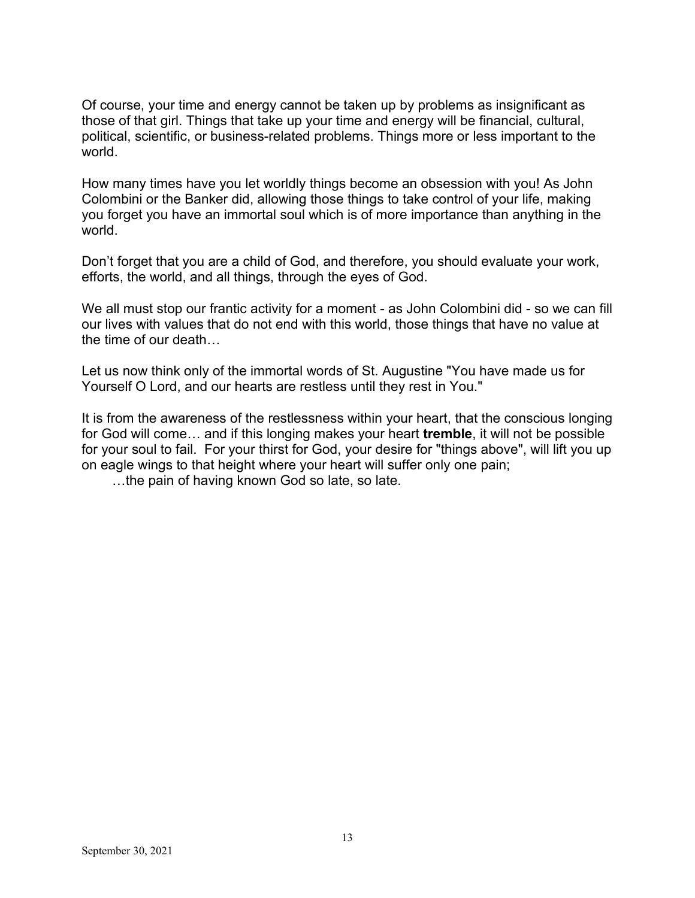Of course, your time and energy cannot be taken up by problems as insignificant as those of that girl. Things that take up your time and energy will be financial, cultural, political, scientific, or business-related problems. Things more or less important to the world.

How many times have you let worldly things become an obsession with you! As John Colombini or the Banker did, allowing those things to take control of your life, making you forget you have an immortal soul which is of more importance than anything in the world.

Don't forget that you are a child of God, and therefore, you should evaluate your work, efforts, the world, and all things, through the eyes of God.

We all must stop our frantic activity for a moment - as John Colombini did - so we can fill our lives with values that do not end with this world, those things that have no value at the time of our death…

Let us now think only of the immortal words of St. Augustine "You have made us for Yourself O Lord, and our hearts are restless until they rest in You."

It is from the awareness of the restlessness within your heart, that the conscious longing for God will come… and if this longing makes your heart **tremble**, it will not be possible for your soul to fail. For your thirst for God, your desire for "things above", will lift you up on eagle wings to that height where your heart will suffer only one pain;

…the pain of having known God so late, so late.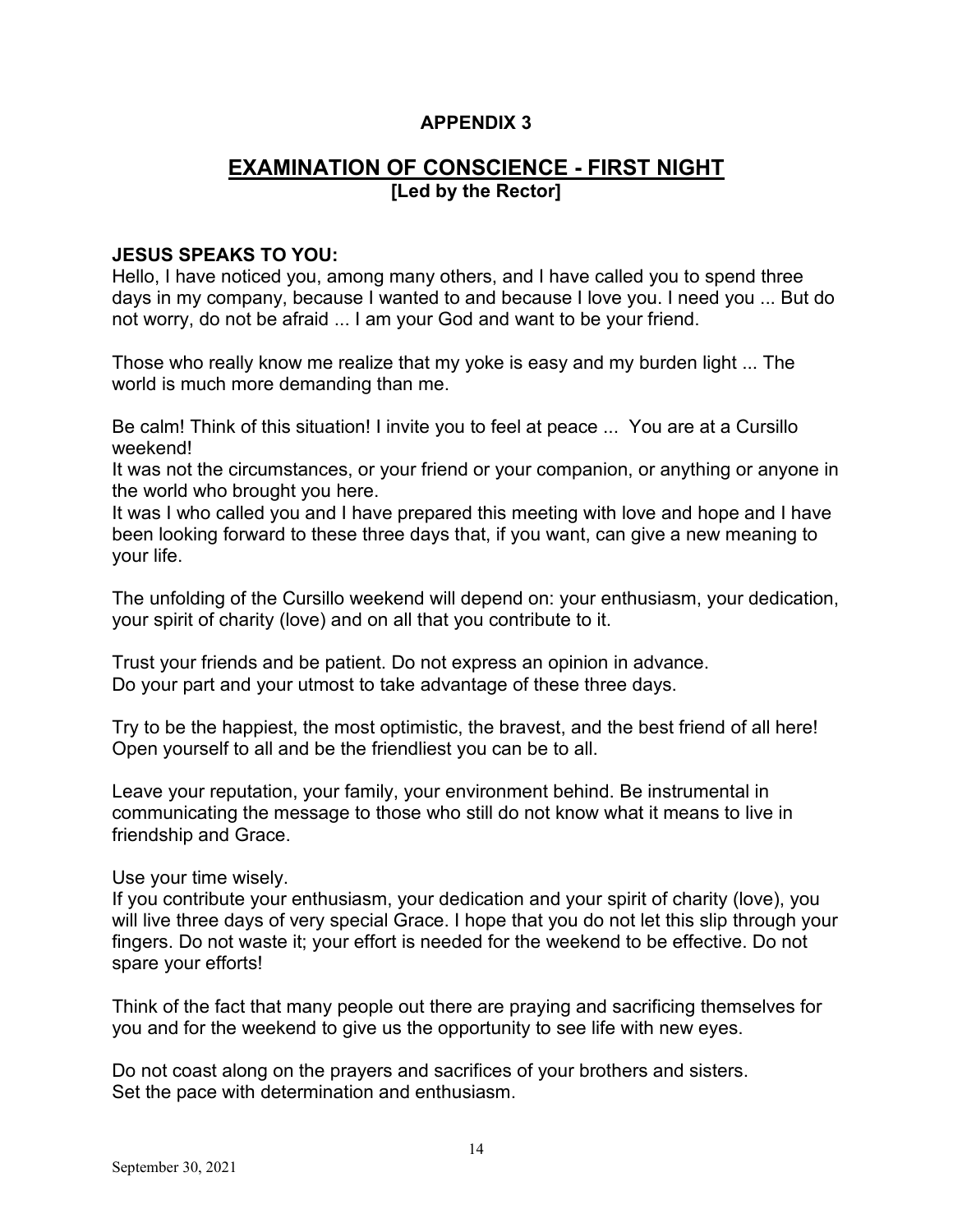## APPENDIX 3

# EXAMINATION OF CONSCIENCE - FIRST NIGHT

**[Led by the Rector]**

**JESUS SPEAKS TO YOU:**

Hello, I have noticed you, among many others, and I have called you to spend three days in my company, because I wanted to and because I love you. I need you ... But do not worry, do not be afraid ... I am your God and want to be your friend.

Those who really know me realize that my yoke is easy and my burden light ... The world is much more demanding than me.

Be calm! Think of this situation! I invite you to feel at peace ... You are at a Cursillo weekend!

It was not the circumstances, or your friend or your companion, or anything or anyone in the world who brought you here.

It was I who called you and I have prepared this meeting with love and hope and I have been looking forward to these three days that, if you want, can give a new meaning to your life.

The unfolding of the Cursillo weekend will depend on: your enthusiasm, your dedication, your spirit of charity (love) and on all that you contribute to it.

Trust your friends and be patient. Do not express an opinion in advance.
Do your part and your utmost to take advantage of these three days.

Try to be the happiest, the most optimistic, the bravest, and the best friend of all here!
Open yourself to all and be the friendliest you can be to all.

Leave your reputation, your family, your environment behind. Be instrumental in communicating the message to those who still do not know what it means to live in friendship and Grace.

Use your time wisely.
If you contribute your enthusiasm, your dedication and your spirit of charity (love), you will live three days of very special Grace. I hope that you do not let this slip through your fingers. Do not waste it; your effort is needed for the weekend to be effective. Do not spare your efforts!

Think of the fact that many people out there are praying and sacrificing themselves for you and for the weekend to give us the opportunity to see life with new eyes.

Do not coast along on the prayers and sacrifices of your brothers and sisters.
Set the pace with determination and enthusiasm.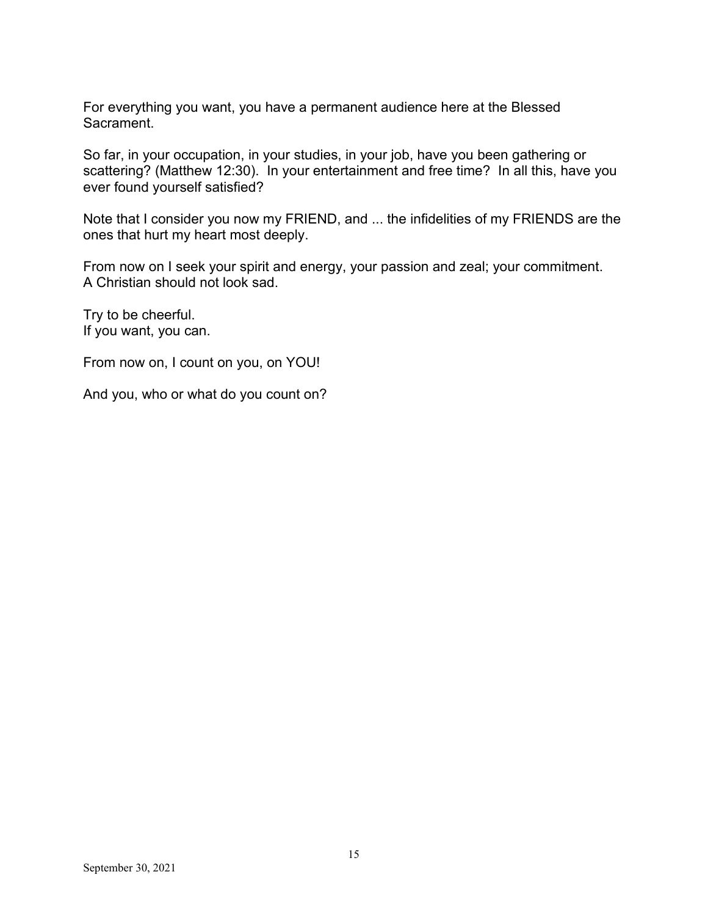For everything you want, you have a permanent audience here at the Blessed Sacrament.

So far, in your occupation, in your studies, in your job, have you been gathering or scattering? (Matthew 12:30). In your entertainment and free time? In all this, have you ever found yourself satisfied?

Note that I consider you now my FRIEND, and ... the infidelities of my FRIENDS are the ones that hurt my heart most deeply.

From now on I seek your spirit and energy, your passion and zeal; your commitment.
A Christian should not look sad.

Try to be cheerful.
If you want, you can.

From now on, I count on you, on YOU!

And you, who or what do you count on?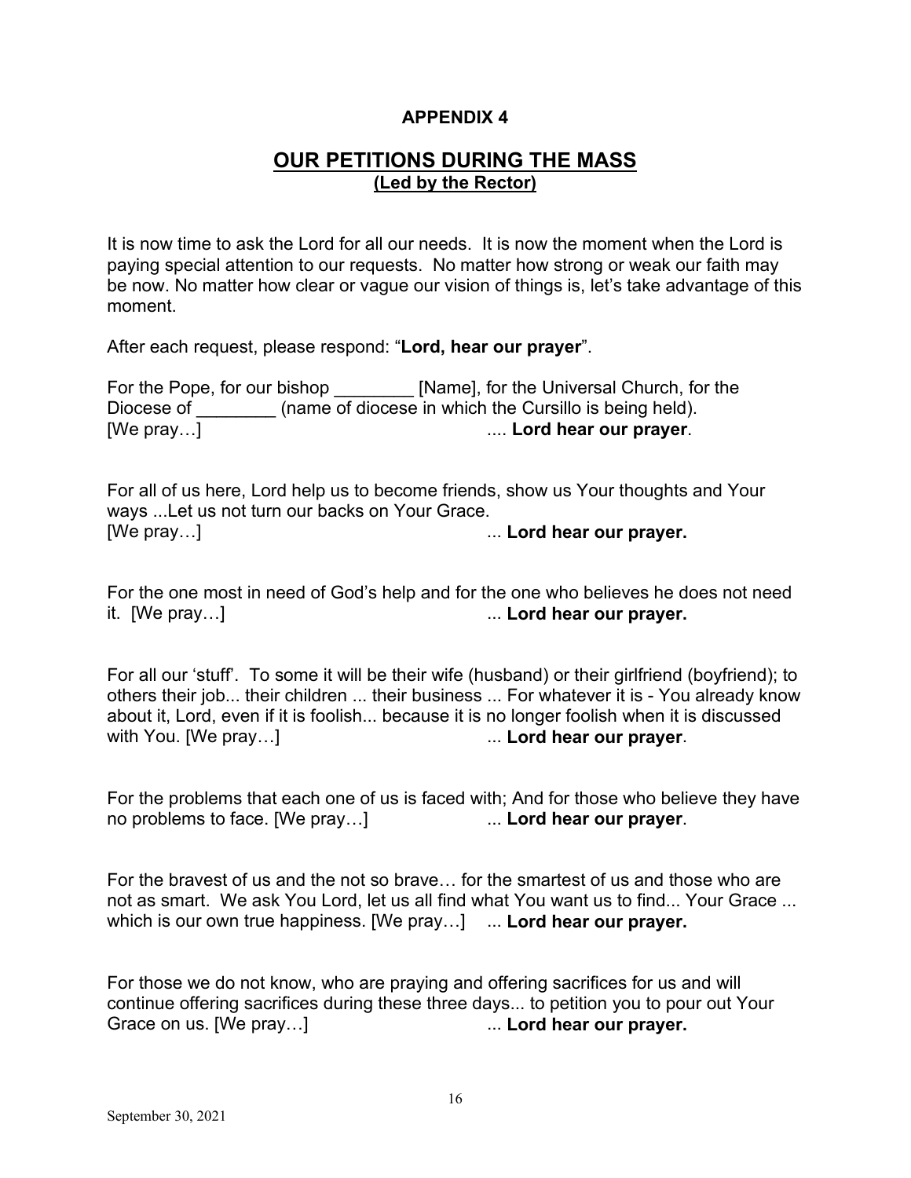**APPENDIX 4**

## OUR PETITIONS DURING THE MASS

**(Led by the Rector)**

It is now time to ask the Lord for all our needs. It is now the moment when the Lord is paying special attention to our requests. No matter how strong or weak our faith may be now. No matter how clear or vague our vision of things is, let's take advantage of this moment.

After each request, please respond: "**Lord, hear our prayer**".

For the Pope, for our bishop ________ [Name], for the Universal Church, for the Diocese of ________ (name of diocese in which the Cursillo is being held). [We pray…] .... **Lord hear our prayer**.

For all of us here, Lord help us to become friends, show us Your thoughts and Your ways ...Let us not turn our backs on Your Grace. [We pray…] ... **Lord hear our prayer.**

For the one most in need of God's help and for the one who believes he does not need it. [We pray…] ... **Lord hear our prayer.**

For all our 'stuff'. To some it will be their wife (husband) or their girlfriend (boyfriend); to others their job... their children ... their business ... For whatever it is - You already know about it, Lord, even if it is foolish... because it is no longer foolish when it is discussed with You. [We pray…] ... **Lord hear our prayer**.

For the problems that each one of us is faced with; And for those who believe they have no problems to face. [We pray…] ... **Lord hear our prayer**.

For the bravest of us and the not so brave… for the smartest of us and those who are not as smart. We ask You Lord, let us all find what You want us to find... Your Grace ... which is our own true happiness. [We pray…] ... **Lord hear our prayer.**

For those we do not know, who are praying and offering sacrifices for us and will continue offering sacrifices during these three days... to petition you to pour out Your Grace on us. [We pray…] ... **Lord hear our prayer.**

September 30, 2021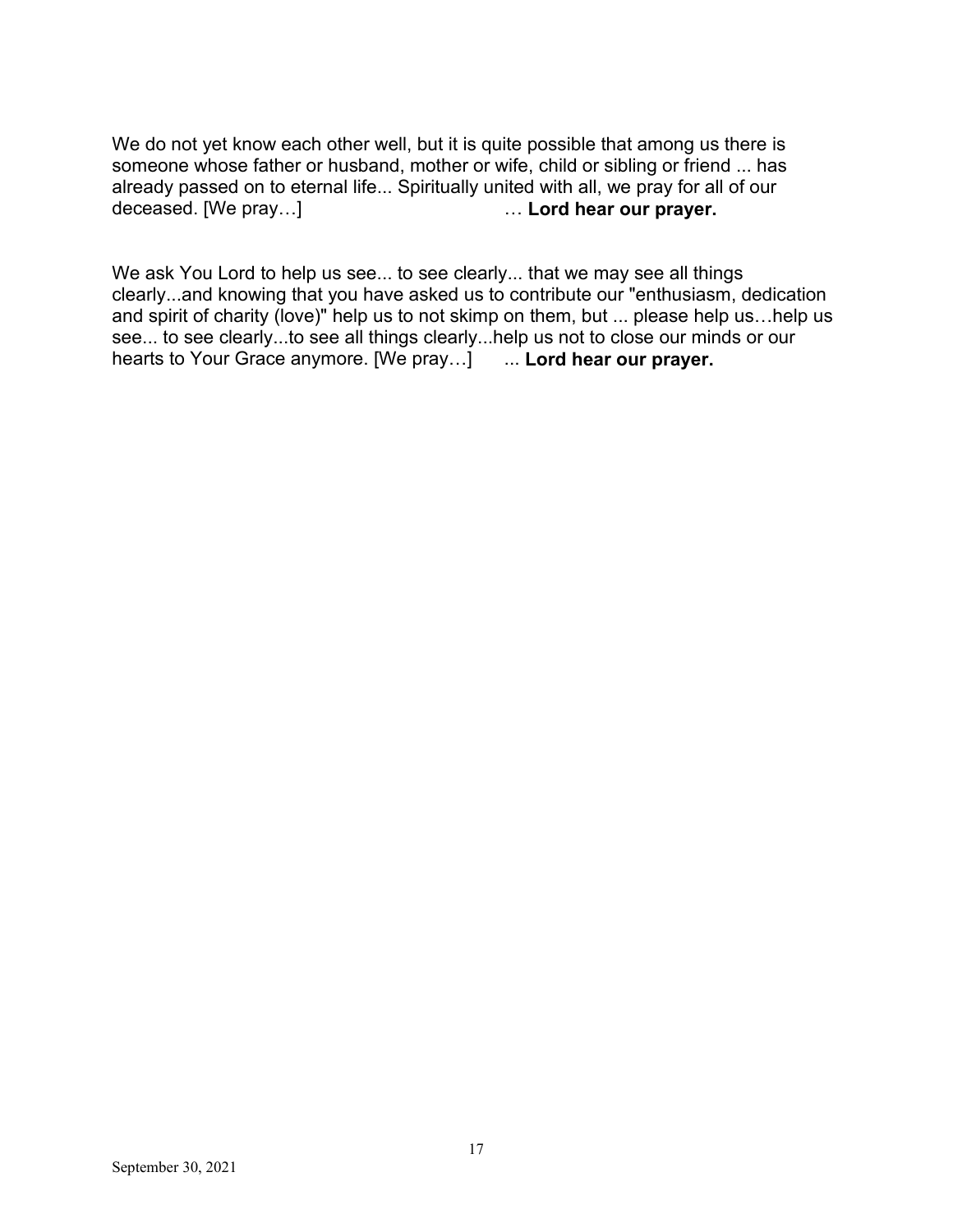We do not yet know each other well, but it is quite possible that among us there is someone whose father or husband, mother or wife, child or sibling or friend ... has already passed on to eternal life... Spiritually united with all, we pray for all of our deceased. [We pray…] … **Lord hear our prayer.**

We ask You Lord to help us see... to see clearly... that we may see all things clearly...and knowing that you have asked us to contribute our "enthusiasm, dedication and spirit of charity (love)" help us to not skimp on them, but ... please help us…help us see... to see clearly...to see all things clearly...help us not to close our minds or our hearts to Your Grace anymore. [We pray…] ... **Lord hear our prayer.**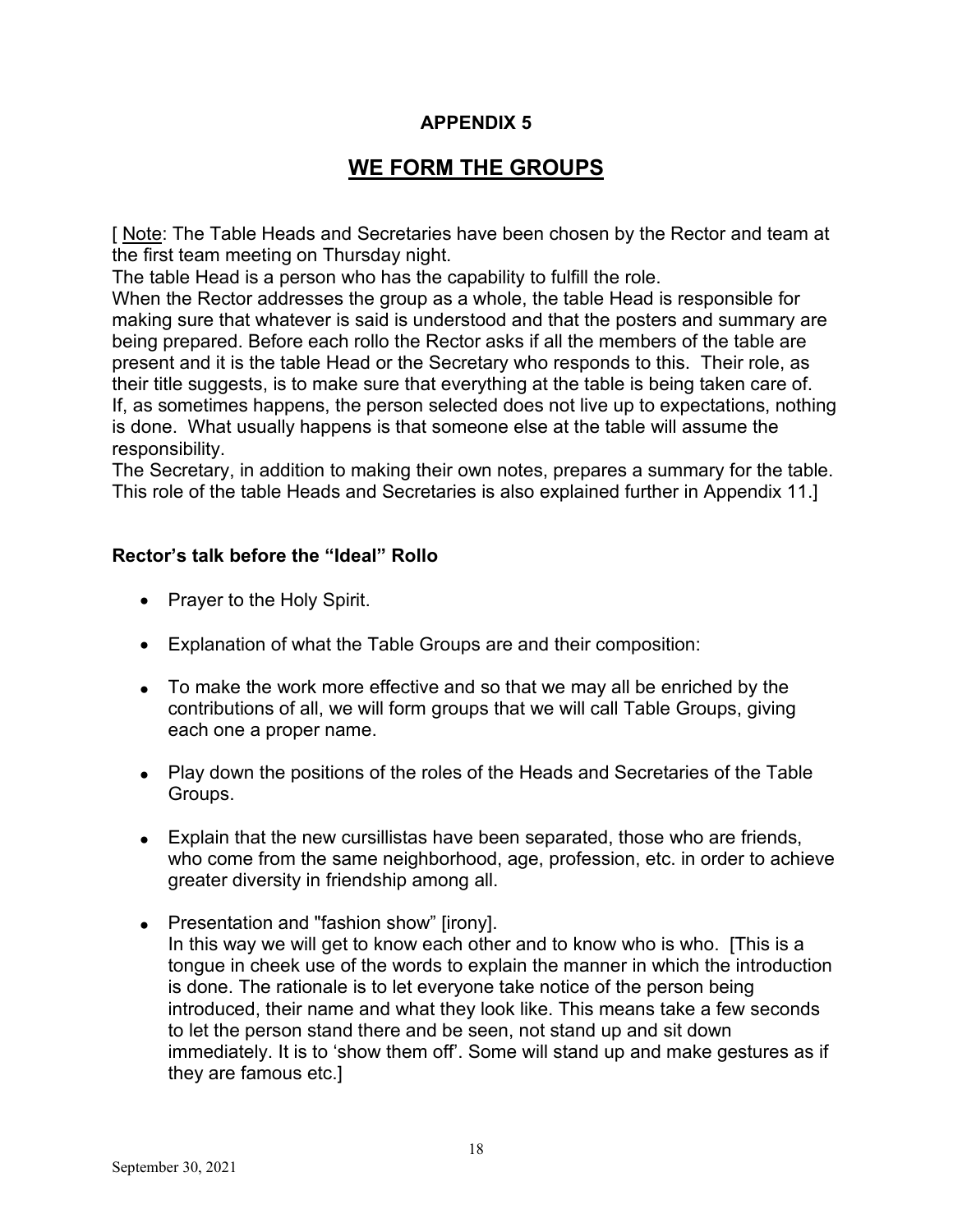**APPENDIX 5**

# WE FORM THE GROUPS

[ Note: The Table Heads and Secretaries have been chosen by the Rector and team at the first team meeting on Thursday night.
The table Head is a person who has the capability to fulfill the role.
When the Rector addresses the group as a whole, the table Head is responsible for making sure that whatever is said is understood and that the posters and summary are being prepared. Before each rollo the Rector asks if all the members of the table are present and it is the table Head or the Secretary who responds to this. Their role, as their title suggests, is to make sure that everything at the table is being taken care of. If, as sometimes happens, the person selected does not live up to expectations, nothing is done. What usually happens is that someone else at the table will assume the responsibility.
The Secretary, in addition to making their own notes, prepares a summary for the table. This role of the table Heads and Secretaries is also explained further in Appendix 11.]

**Rector's talk before the "Ideal" Rollo**

- Prayer to the Holy Spirit.
- Explanation of what the Table Groups are and their composition:
- To make the work more effective and so that we may all be enriched by the contributions of all, we will form groups that we will call Table Groups, giving each one a proper name.
- Play down the positions of the roles of the Heads and Secretaries of the Table Groups.
- Explain that the new cursillistas have been separated, those who are friends, who come from the same neighborhood, age, profession, etc. in order to achieve greater diversity in friendship among all.
- Presentation and "fashion show" [irony].
  In this way we will get to know each other and to know who is who. [This is a tongue in cheek use of the words to explain the manner in which the introduction is done. The rationale is to let everyone take notice of the person being introduced, their name and what they look like. This means take a few seconds to let the person stand there and be seen, not stand up and sit down immediately. It is to 'show them off'. Some will stand up and make gestures as if they are famous etc.]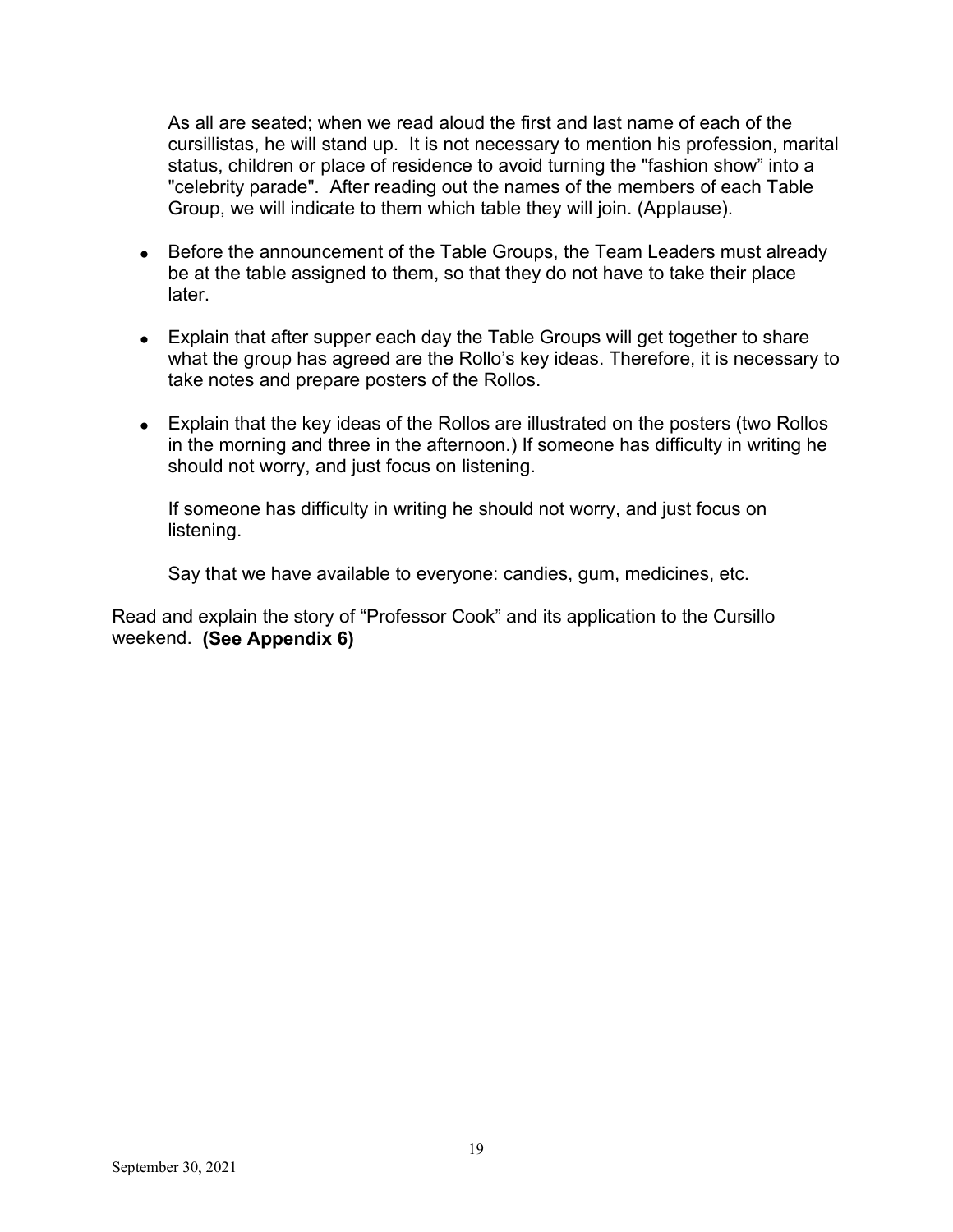As all are seated; when we read aloud the first and last name of each of the cursillistas, he will stand up. It is not necessary to mention his profession, marital status, children or place of residence to avoid turning the "fashion show" into a "celebrity parade". After reading out the names of the members of each Table Group, we will indicate to them which table they will join. (Applause).

- Before the announcement of the Table Groups, the Team Leaders must already be at the table assigned to them, so that they do not have to take their place later.
- Explain that after supper each day the Table Groups will get together to share what the group has agreed are the Rollo's key ideas. Therefore, it is necessary to take notes and prepare posters of the Rollos.
- Explain that the key ideas of the Rollos are illustrated on the posters (two Rollos in the morning and three in the afternoon.) If someone has difficulty in writing he should not worry, and just focus on listening.

If someone has difficulty in writing he should not worry, and just focus on listening.

Say that we have available to everyone: candies, gum, medicines, etc.

Read and explain the story of "Professor Cook" and its application to the Cursillo weekend. **(See Appendix 6)**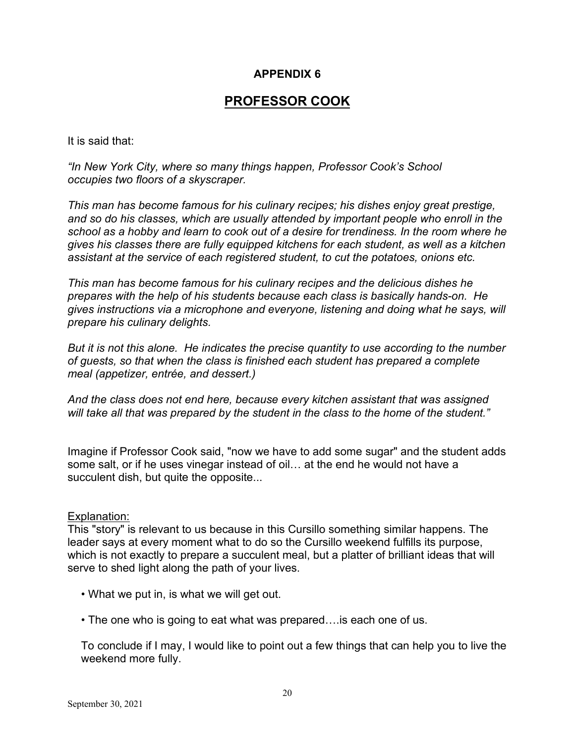**APPENDIX 6**

# PROFESSOR COOK

It is said that:

*"In New York City, where so many things happen, Professor Cook's School occupies two floors of a skyscraper.*

*This man has become famous for his culinary recipes; his dishes enjoy great prestige, and so do his classes, which are usually attended by important people who enroll in the school as a hobby and learn to cook out of a desire for trendiness. In the room where he gives his classes there are fully equipped kitchens for each student, as well as a kitchen assistant at the service of each registered student, to cut the potatoes, onions etc.*

*This man has become famous for his culinary recipes and the delicious dishes he prepares with the help of his students because each class is basically hands-on. He gives instructions via a microphone and everyone, listening and doing what he says, will prepare his culinary delights.*

*But it is not this alone. He indicates the precise quantity to use according to the number of guests, so that when the class is finished each student has prepared a complete meal (appetizer, entrée, and dessert.)*

*And the class does not end here, because every kitchen assistant that was assigned will take all that was prepared by the student in the class to the home of the student."*

Imagine if Professor Cook said, "now we have to add some sugar" and the student adds some salt, or if he uses vinegar instead of oil… at the end he would not have a succulent dish, but quite the opposite...

Explanation:
This "story" is relevant to us because in this Cursillo something similar happens. The leader says at every moment what to do so the Cursillo weekend fulfills its purpose, which is not exactly to prepare a succulent meal, but a platter of brilliant ideas that will serve to shed light along the path of your lives.

- What we put in, is what we will get out.
- The one who is going to eat what was prepared….is each one of us.

To conclude if I may, I would like to point out a few things that can help you to live the weekend more fully.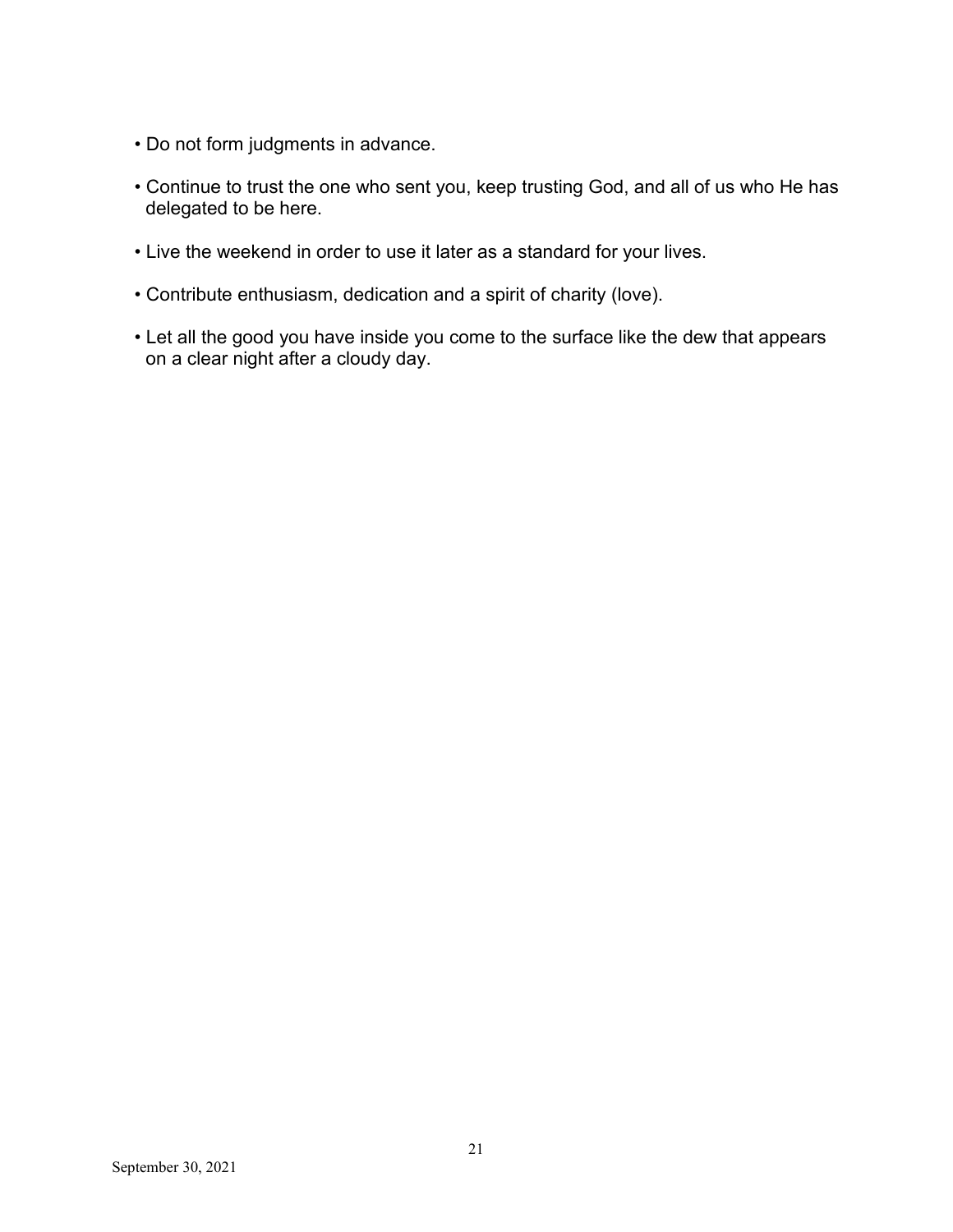- Do not form judgments in advance.
- Continue to trust the one who sent you, keep trusting God, and all of us who He has delegated to be here.
- Live the weekend in order to use it later as a standard for your lives.
- Contribute enthusiasm, dedication and a spirit of charity (love).
- Let all the good you have inside you come to the surface like the dew that appears on a clear night after a cloudy day.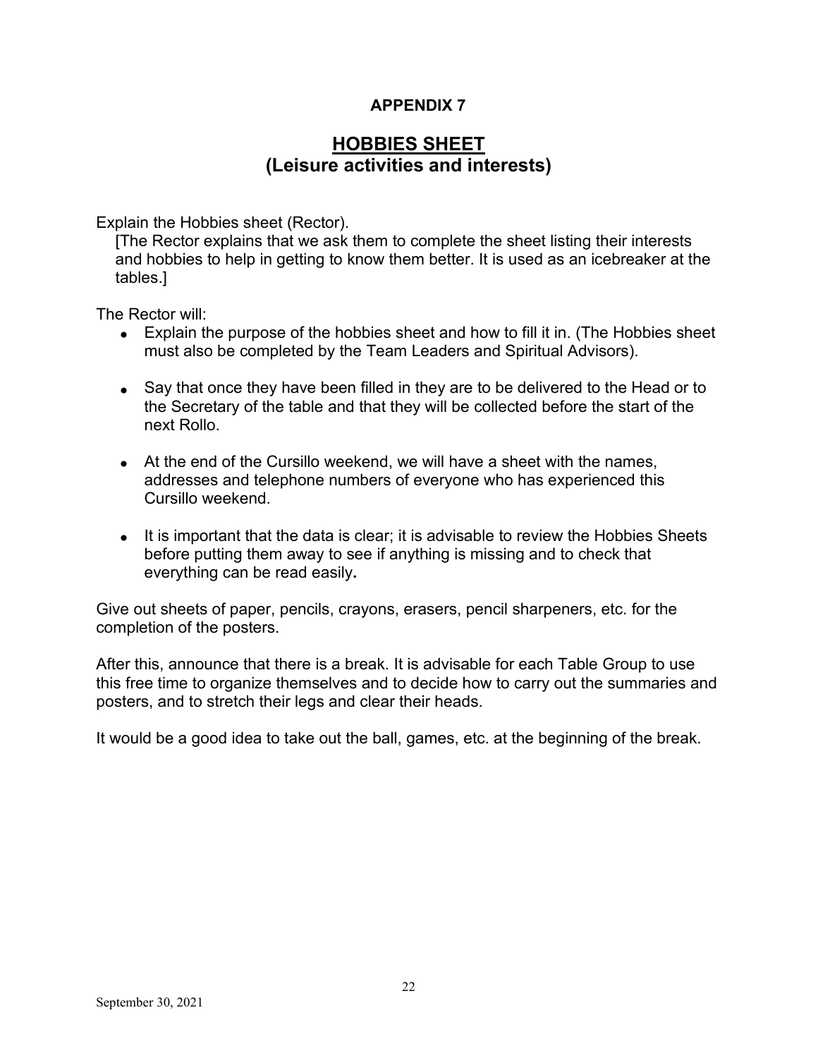**APPENDIX 7**

# HOBBIES SHEET
## (Leisure activities and interests)

Explain the Hobbies sheet (Rector).

[The Rector explains that we ask them to complete the sheet listing their interests and hobbies to help in getting to know them better. It is used as an icebreaker at the tables.]

The Rector will:

- Explain the purpose of the hobbies sheet and how to fill it in. (The Hobbies sheet must also be completed by the Team Leaders and Spiritual Advisors).
- Say that once they have been filled in they are to be delivered to the Head or to the Secretary of the table and that they will be collected before the start of the next Rollo.
- At the end of the Cursillo weekend, we will have a sheet with the names, addresses and telephone numbers of everyone who has experienced this Cursillo weekend.
- It is important that the data is clear; it is advisable to review the Hobbies Sheets before putting them away to see if anything is missing and to check that everything can be read easily.

Give out sheets of paper, pencils, crayons, erasers, pencil sharpeners, etc. for the completion of the posters.

After this, announce that there is a break. It is advisable for each Table Group to use this free time to organize themselves and to decide how to carry out the summaries and posters, and to stretch their legs and clear their heads.

It would be a good idea to take out the ball, games, etc. at the beginning of the break.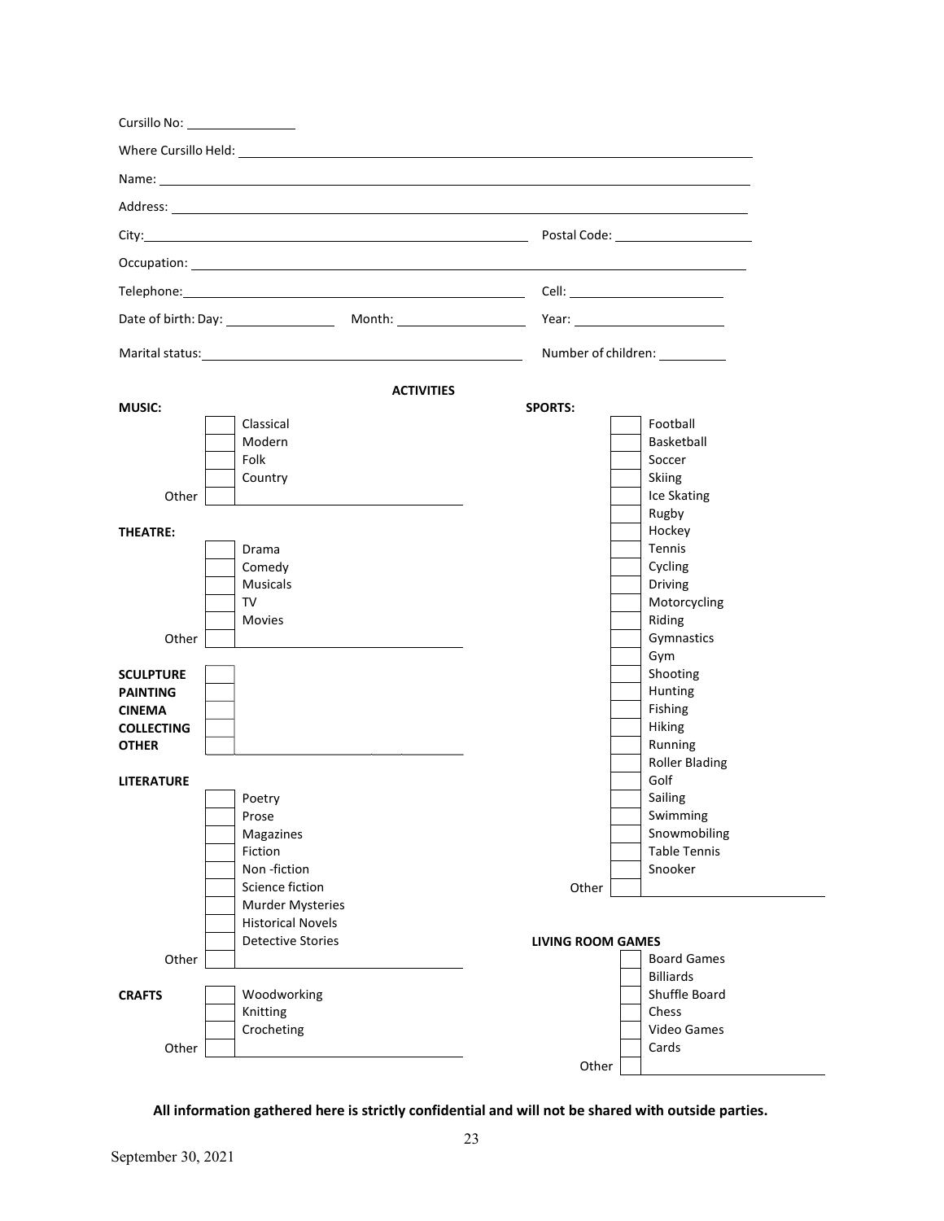Cursillo No: ________________

Where Cursillo Held: ________________________________________________

Name: ________________________________________________

Address: ________________________________________________

City: ________________________________ Postal Code: ________________

Occupation: ________________________________________________

Telephone: ________________________________ Cell: ________________

Date of birth: Day: ____________ Month: ____________ Year: ____________

Marital status: ________________________________ Number of children: ________

## ACTIVITIES

**MUSIC:**

- [ ] Classical
- [ ] Modern
- [ ] Folk
- [ ] Country
- Other [ ] ________________

**THEATRE:**

- [ ] Drama
- [ ] Comedy
- [ ] Musicals
- [ ] TV
- [ ] Movies
- Other [ ] ________________

- **SCULPTURE** [ ]
- **PAINTING** [ ]
- **CINEMA** [ ]
- **COLLECTING** [ ]
- **OTHER** [ ] ________________

**LITERATURE**

- [ ] Poetry
- [ ] Prose
- [ ] Magazines
- [ ] Fiction
- [ ] Non -fiction
- [ ] Science fiction
- [ ] Murder Mysteries
- [ ] Historical Novels
- [ ] Detective Stories
- Other [ ] ________________

**CRAFTS**

- [ ] Woodworking
- [ ] Knitting
- [ ] Crocheting
- Other [ ] ________________

**SPORTS:**

- [ ] Football
- [ ] Basketball
- [ ] Soccer
- [ ] Skiing
- [ ] Ice Skating
- [ ] Rugby
- [ ] Hockey
- [ ] Tennis
- [ ] Cycling
- [ ] Driving
- [ ] Motorcycling
- [ ] Riding
- [ ] Gymnastics
- [ ] Gym
- [ ] Shooting
- [ ] Hunting
- [ ] Fishing
- [ ] Hiking
- [ ] Running
- [ ] Roller Blading
- [ ] Golf
- [ ] Sailing
- [ ] Swimming
- [ ] Snowmobiling
- [ ] Table Tennis
- [ ] Snooker
- Other [ ] ________________

**LIVING ROOM GAMES**

- [ ] Board Games
- [ ] Billiards
- [ ] Shuffle Board
- [ ] Chess
- [ ] Video Games
- [ ] Cards
- Other [ ] ________________

**All information gathered here is strictly confidential and will not be shared with outside parties.**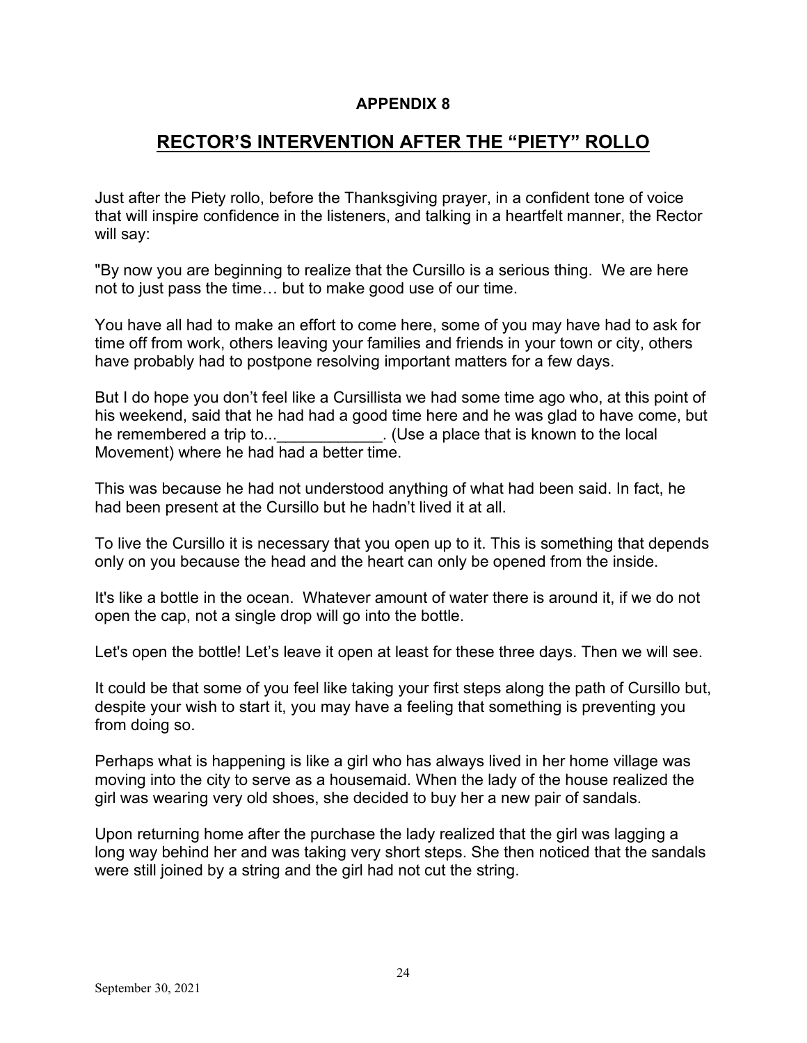**APPENDIX 8**

# RECTOR'S INTERVENTION AFTER THE "PIETY" ROLLO

Just after the Piety rollo, before the Thanksgiving prayer, in a confident tone of voice that will inspire confidence in the listeners, and talking in a heartfelt manner, the Rector will say:

"By now you are beginning to realize that the Cursillo is a serious thing. We are here not to just pass the time… but to make good use of our time.

You have all had to make an effort to come here, some of you may have had to ask for time off from work, others leaving your families and friends in your town or city, others have probably had to postpone resolving important matters for a few days.

But I do hope you don't feel like a Cursillista we had some time ago who, at this point of his weekend, said that he had had a good time here and he was glad to have come, but he remembered a trip to...____________. (Use a place that is known to the local Movement) where he had had a better time.

This was because he had not understood anything of what had been said. In fact, he had been present at the Cursillo but he hadn't lived it at all.

To live the Cursillo it is necessary that you open up to it. This is something that depends only on you because the head and the heart can only be opened from the inside.

It's like a bottle in the ocean. Whatever amount of water there is around it, if we do not open the cap, not a single drop will go into the bottle.

Let's open the bottle! Let's leave it open at least for these three days. Then we will see.

It could be that some of you feel like taking your first steps along the path of Cursillo but, despite your wish to start it, you may have a feeling that something is preventing you from doing so.

Perhaps what is happening is like a girl who has always lived in her home village was moving into the city to serve as a housemaid. When the lady of the house realized the girl was wearing very old shoes, she decided to buy her a new pair of sandals.

Upon returning home after the purchase the lady realized that the girl was lagging a long way behind her and was taking very short steps. She then noticed that the sandals were still joined by a string and the girl had not cut the string.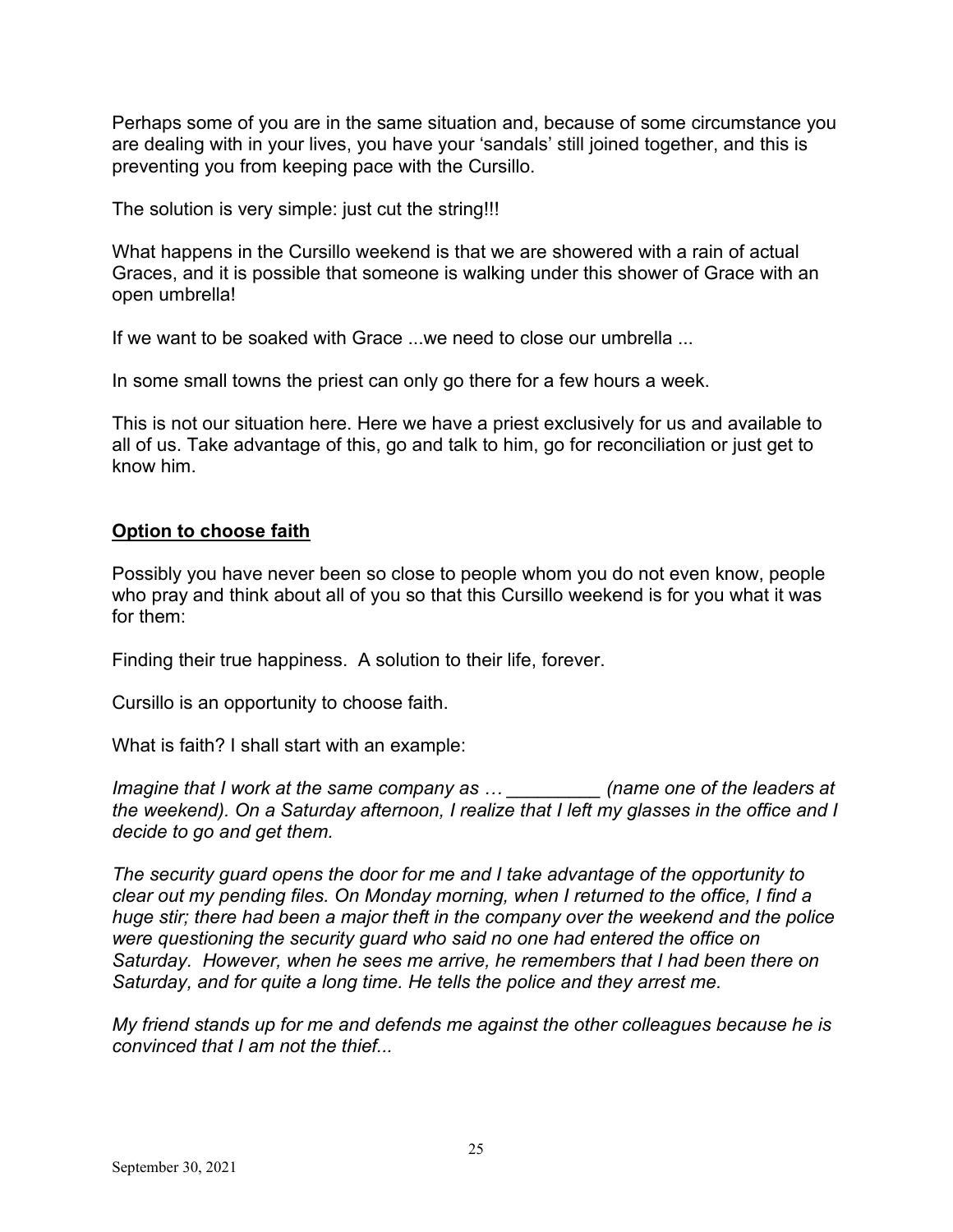Perhaps some of you are in the same situation and, because of some circumstance you are dealing with in your lives, you have your 'sandals' still joined together, and this is preventing you from keeping pace with the Cursillo.

The solution is very simple: just cut the string!!!

What happens in the Cursillo weekend is that we are showered with a rain of actual Graces, and it is possible that someone is walking under this shower of Grace with an open umbrella!

If we want to be soaked with Grace ...we need to close our umbrella ...

In some small towns the priest can only go there for a few hours a week.

This is not our situation here. Here we have a priest exclusively for us and available to all of us. Take advantage of this, go and talk to him, go for reconciliation or just get to know him.

## **Option to choose faith**

Possibly you have never been so close to people whom you do not even know, people who pray and think about all of you so that this Cursillo weekend is for you what it was for them:

Finding their true happiness. A solution to their life, forever.

Cursillo is an opportunity to choose faith.

What is faith? I shall start with an example:

*Imagine that I work at the same company as … _________ (name one of the leaders at the weekend). On a Saturday afternoon, I realize that I left my glasses in the office and I decide to go and get them.*

*The security guard opens the door for me and I take advantage of the opportunity to clear out my pending files. On Monday morning, when I returned to the office, I find a huge stir; there had been a major theft in the company over the weekend and the police were questioning the security guard who said no one had entered the office on Saturday. However, when he sees me arrive, he remembers that I had been there on Saturday, and for quite a long time. He tells the police and they arrest me.*

*My friend stands up for me and defends me against the other colleagues because he is convinced that I am not the thief...*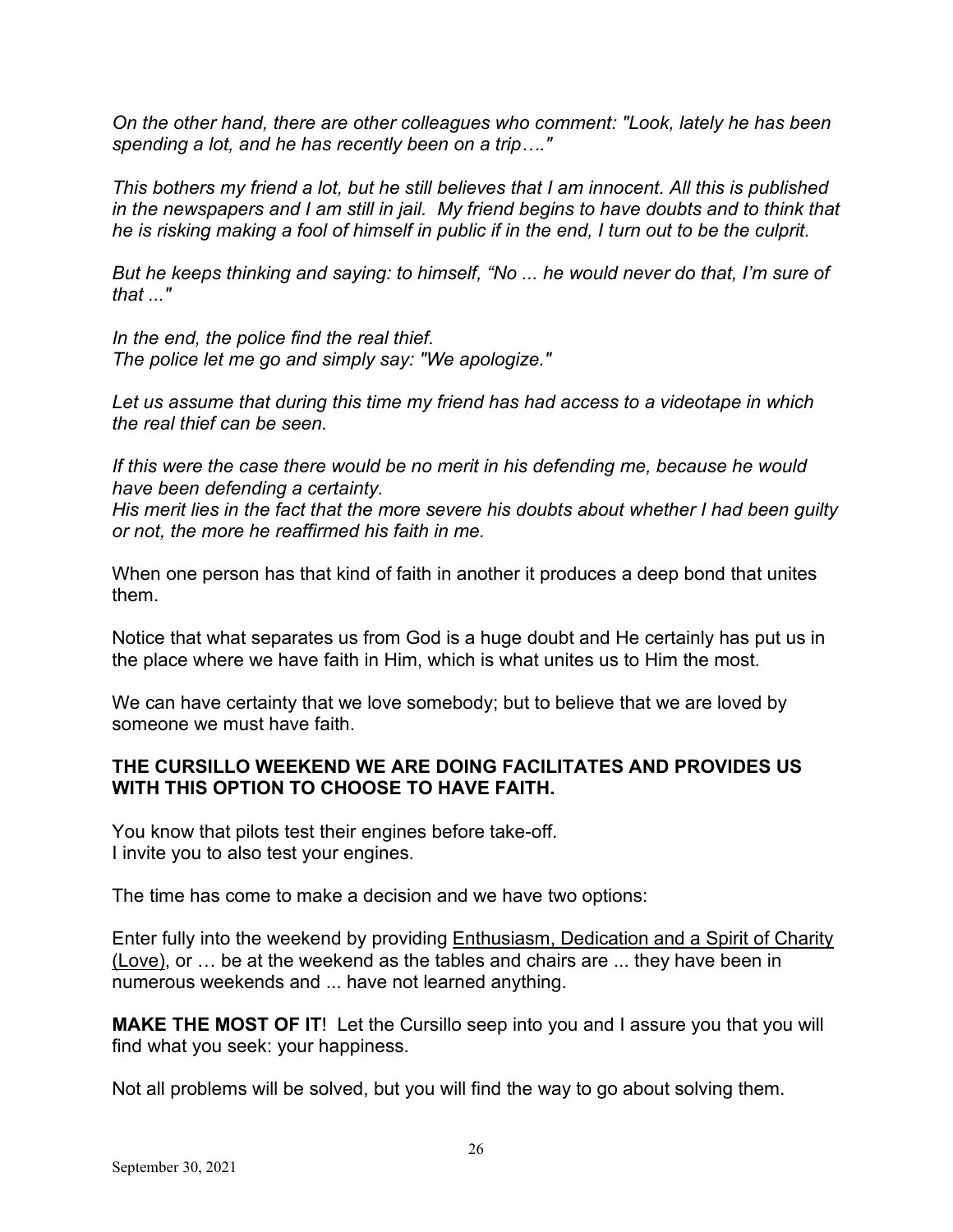*On the other hand, there are other colleagues who comment: "Look, lately he has been spending a lot, and he has recently been on a trip…."*

*This bothers my friend a lot, but he still believes that I am innocent. All this is published in the newspapers and I am still in jail. My friend begins to have doubts and to think that he is risking making a fool of himself in public if in the end, I turn out to be the culprit.*

*But he keeps thinking and saying: to himself, "No ... he would never do that, I'm sure of that ..."*

*In the end, the police find the real thief.*
*The police let me go and simply say: "We apologize."*

*Let us assume that during this time my friend has had access to a videotape in which the real thief can be seen.*

*If this were the case there would be no merit in his defending me, because he would have been defending a certainty.*
*His merit lies in the fact that the more severe his doubts about whether I had been guilty or not, the more he reaffirmed his faith in me.*

When one person has that kind of faith in another it produces a deep bond that unites them.

Notice that what separates us from God is a huge doubt and He certainly has put us in the place where we have faith in Him, which is what unites us to Him the most.

We can have certainty that we love somebody; but to believe that we are loved by someone we must have faith.

**THE CURSILLO WEEKEND WE ARE DOING FACILITATES AND PROVIDES US WITH THIS OPTION TO CHOOSE TO HAVE FAITH.**

You know that pilots test their engines before take-off.
I invite you to also test your engines.

The time has come to make a decision and we have two options:

Enter fully into the weekend by providing <u>Enthusiasm, Dedication and a Spirit of Charity (Love)</u>, or … be at the weekend as the tables and chairs are ... they have been in numerous weekends and ... have not learned anything.

**MAKE THE MOST OF IT**! Let the Cursillo seep into you and I assure you that you will find what you seek: your happiness.

Not all problems will be solved, but you will find the way to go about solving them.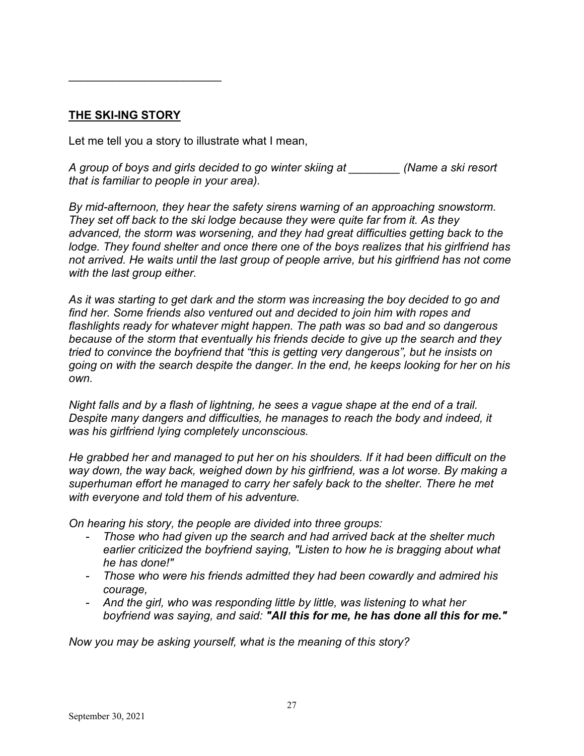________________________

**THE SKI-ING STORY**

Let me tell you a story to illustrate what I mean,

*A group of boys and girls decided to go winter skiing at ________ (Name a ski resort that is familiar to people in your area).*

*By mid-afternoon, they hear the safety sirens warning of an approaching snowstorm. They set off back to the ski lodge because they were quite far from it. As they advanced, the storm was worsening, and they had great difficulties getting back to the lodge. They found shelter and once there one of the boys realizes that his girlfriend has not arrived. He waits until the last group of people arrive, but his girlfriend has not come with the last group either.*

*As it was starting to get dark and the storm was increasing the boy decided to go and find her. Some friends also ventured out and decided to join him with ropes and flashlights ready for whatever might happen. The path was so bad and so dangerous because of the storm that eventually his friends decide to give up the search and they tried to convince the boyfriend that "this is getting very dangerous", but he insists on going on with the search despite the danger. In the end, he keeps looking for her on his own.*

*Night falls and by a flash of lightning, he sees a vague shape at the end of a trail. Despite many dangers and difficulties, he manages to reach the body and indeed, it was his girlfriend lying completely unconscious.*

*He grabbed her and managed to put her on his shoulders. If it had been difficult on the way down, the way back, weighed down by his girlfriend, was a lot worse. By making a superhuman effort he managed to carry her safely back to the shelter. There he met with everyone and told them of his adventure.*

*On hearing his story, the people are divided into three groups:*

- *Those who had given up the search and had arrived back at the shelter much earlier criticized the boyfriend saying, "Listen to how he is bragging about what he has done!"*
- *Those who were his friends admitted they had been cowardly and admired his courage,*
- *And the girl, who was responding little by little, was listening to what her boyfriend was saying, and said:* ***"All this for me, he has done all this for me."***

*Now you may be asking yourself, what is the meaning of this story?*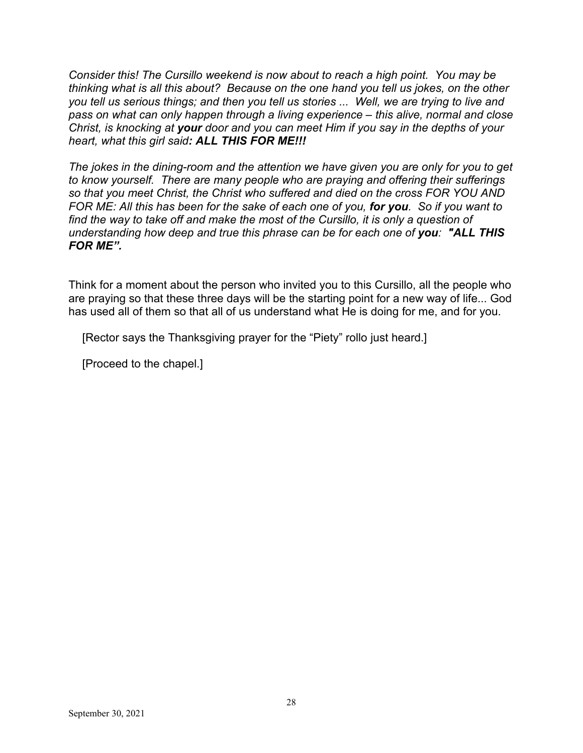*Consider this! The Cursillo weekend is now about to reach a high point. You may be thinking what is all this about? Because on the one hand you tell us jokes, on the other you tell us serious things; and then you tell us stories ... Well, we are trying to live and pass on what can only happen through a living experience – this alive, normal and close Christ, is knocking at **your** door and you can meet Him if you say in the depths of your heart, what this girl said**: ALL THIS FOR ME!!!***

*The jokes in the dining-room and the attention we have given you are only for you to get to know yourself. There are many people who are praying and offering their sufferings so that you meet Christ, the Christ who suffered and died on the cross FOR YOU AND FOR ME: All this has been for the sake of each one of you, **for you**. So if you want to find the way to take off and make the most of the Cursillo, it is only a question of understanding how deep and true this phrase can be for each one of **you**: **"ALL THIS FOR ME".***

Think for a moment about the person who invited you to this Cursillo, all the people who are praying so that these three days will be the starting point for a new way of life... God has used all of them so that all of us understand what He is doing for me, and for you.

[Rector says the Thanksgiving prayer for the "Piety" rollo just heard.]

[Proceed to the chapel.]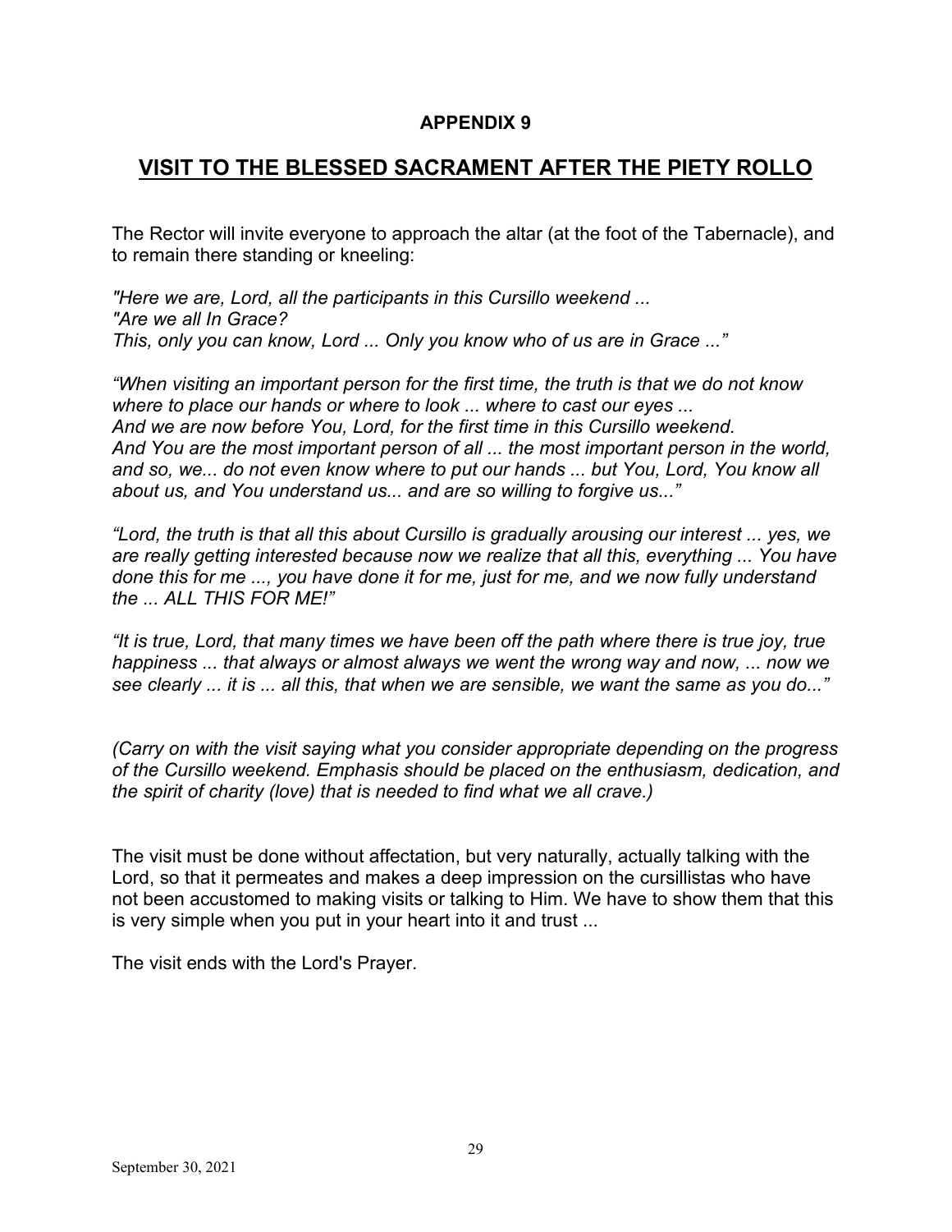## APPENDIX 9

# VISIT TO THE BLESSED SACRAMENT AFTER THE PIETY ROLLO

The Rector will invite everyone to approach the altar (at the foot of the Tabernacle), and to remain there standing or kneeling:

*"Here we are, Lord, all the participants in this Cursillo weekend ...*
*"Are we all In Grace?*
*This, only you can know, Lord ... Only you know who of us are in Grace ..."*

*"When visiting an important person for the first time, the truth is that we do not know where to place our hands or where to look ... where to cast our eyes ...*
*And we are now before You, Lord, for the first time in this Cursillo weekend.*
*And You are the most important person of all ... the most important person in the world, and so, we... do not even know where to put our hands ... but You, Lord, You know all about us, and You understand us... and are so willing to forgive us..."*

*"Lord, the truth is that all this about Cursillo is gradually arousing our interest ... yes, we are really getting interested because now we realize that all this, everything ... You have done this for me ..., you have done it for me, just for me, and we now fully understand the ... ALL THIS FOR ME!"*

*"It is true, Lord, that many times we have been off the path where there is true joy, true happiness ... that always or almost always we went the wrong way and now, ... now we see clearly ... it is ... all this, that when we are sensible, we want the same as you do..."*

*(Carry on with the visit saying what you consider appropriate depending on the progress of the Cursillo weekend. Emphasis should be placed on the enthusiasm, dedication, and the spirit of charity (love) that is needed to find what we all crave.)*

The visit must be done without affectation, but very naturally, actually talking with the Lord, so that it permeates and makes a deep impression on the cursillistas who have not been accustomed to making visits or talking to Him. We have to show them that this is very simple when you put in your heart into it and trust ...

The visit ends with the Lord's Prayer.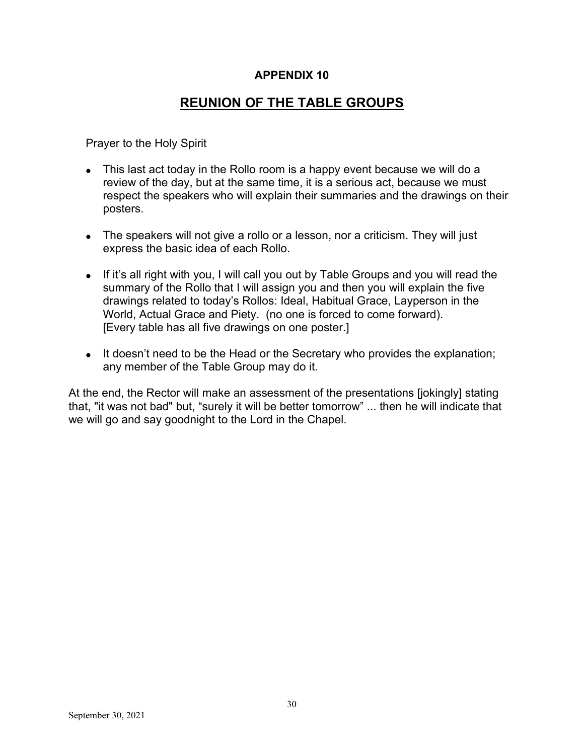### APPENDIX 10

## REUNION OF THE TABLE GROUPS

Prayer to the Holy Spirit

- This last act today in the Rollo room is a happy event because we will do a review of the day, but at the same time, it is a serious act, because we must respect the speakers who will explain their summaries and the drawings on their posters.

- The speakers will not give a rollo or a lesson, nor a criticism. They will just express the basic idea of each Rollo.

- If it's all right with you, I will call you out by Table Groups and you will read the summary of the Rollo that I will assign you and then you will explain the five drawings related to today's Rollos: Ideal, Habitual Grace, Layperson in the World, Actual Grace and Piety. (no one is forced to come forward). [Every table has all five drawings on one poster.]

- It doesn't need to be the Head or the Secretary who provides the explanation; any member of the Table Group may do it.

At the end, the Rector will make an assessment of the presentations [jokingly] stating that, "it was not bad" but, "surely it will be better tomorrow" ... then he will indicate that we will go and say goodnight to the Lord in the Chapel.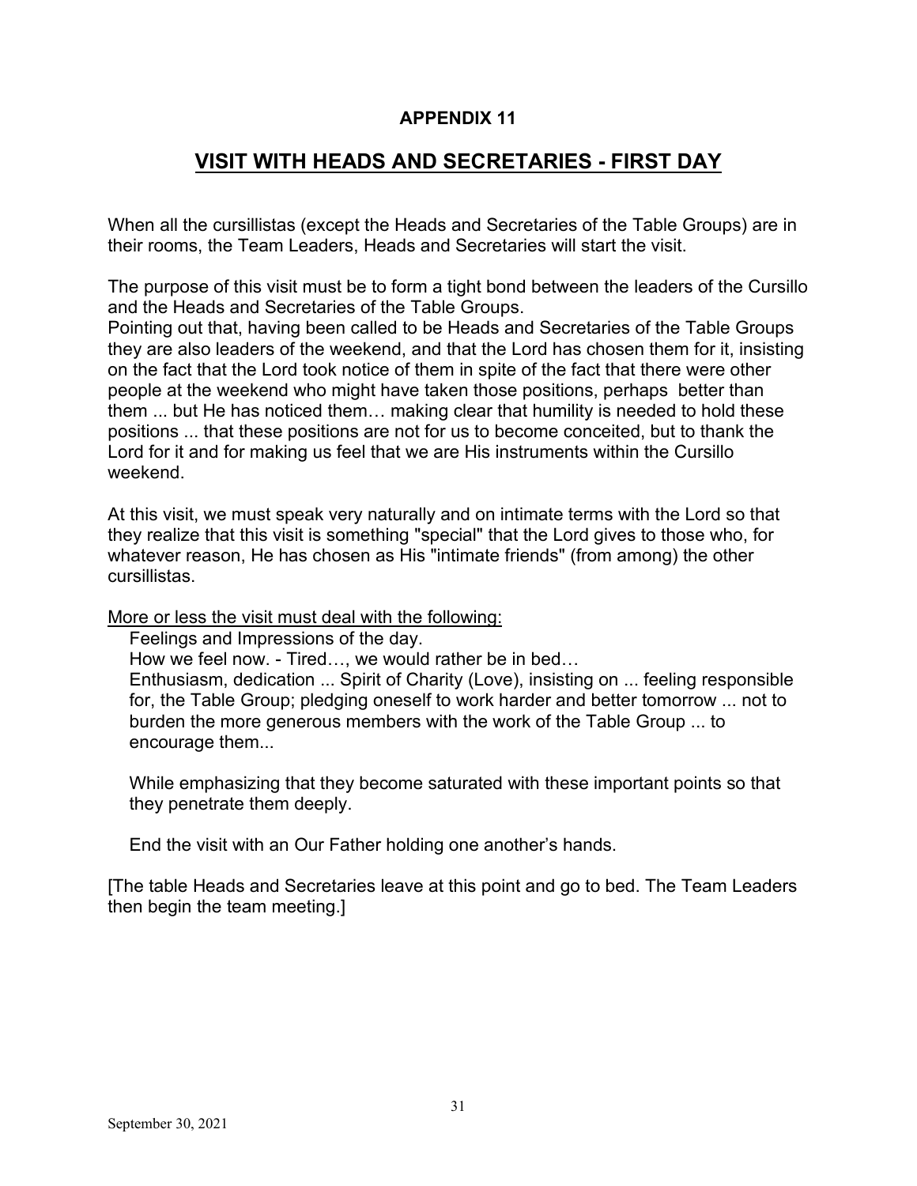## APPENDIX 11

# VISIT WITH HEADS AND SECRETARIES - FIRST DAY

When all the cursillistas (except the Heads and Secretaries of the Table Groups) are in their rooms, the Team Leaders, Heads and Secretaries will start the visit.

The purpose of this visit must be to form a tight bond between the leaders of the Cursillo and the Heads and Secretaries of the Table Groups.
Pointing out that, having been called to be Heads and Secretaries of the Table Groups they are also leaders of the weekend, and that the Lord has chosen them for it, insisting on the fact that the Lord took notice of them in spite of the fact that there were other people at the weekend who might have taken those positions, perhaps better than them ... but He has noticed them… making clear that humility is needed to hold these positions ... that these positions are not for us to become conceited, but to thank the Lord for it and for making us feel that we are His instruments within the Cursillo weekend.

At this visit, we must speak very naturally and on intimate terms with the Lord so that they realize that this visit is something "special" that the Lord gives to those who, for whatever reason, He has chosen as His "intimate friends" (from among) the other cursillistas.

<u>More or less the visit must deal with the following:</u>

Feelings and Impressions of the day.
How we feel now. - Tired…, we would rather be in bed…
Enthusiasm, dedication ... Spirit of Charity (Love), insisting on ... feeling responsible for, the Table Group; pledging oneself to work harder and better tomorrow ... not to burden the more generous members with the work of the Table Group ... to encourage them...

While emphasizing that they become saturated with these important points so that they penetrate them deeply.

End the visit with an Our Father holding one another's hands.

[The table Heads and Secretaries leave at this point and go to bed. The Team Leaders then begin the team meeting.]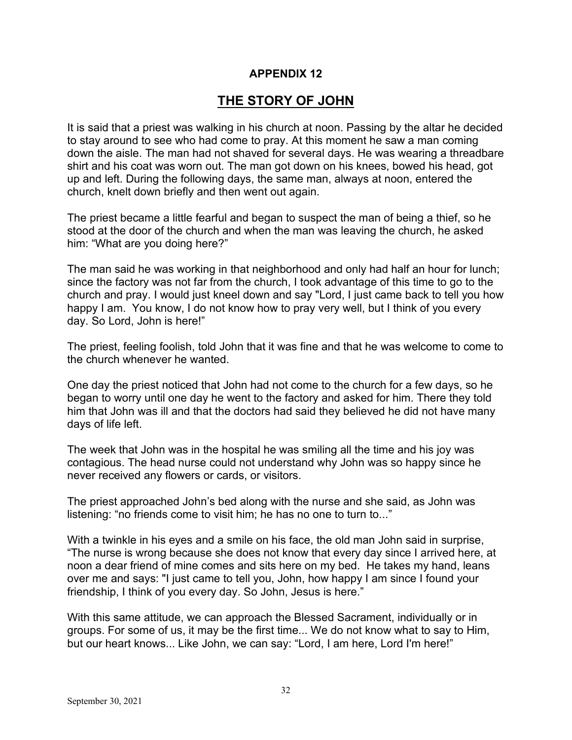## APPENDIX 12

# THE STORY OF JOHN

It is said that a priest was walking in his church at noon. Passing by the altar he decided to stay around to see who had come to pray. At this moment he saw a man coming down the aisle. The man had not shaved for several days. He was wearing a threadbare shirt and his coat was worn out. The man got down on his knees, bowed his head, got up and left. During the following days, the same man, always at noon, entered the church, knelt down briefly and then went out again.

The priest became a little fearful and began to suspect the man of being a thief, so he stood at the door of the church and when the man was leaving the church, he asked him: “What are you doing here?”

The man said he was working in that neighborhood and only had half an hour for lunch; since the factory was not far from the church, I took advantage of this time to go to the church and pray. I would just kneel down and say "Lord, I just came back to tell you how happy I am. You know, I do not know how to pray very well, but I think of you every day. So Lord, John is here!”

The priest, feeling foolish, told John that it was fine and that he was welcome to come to the church whenever he wanted.

One day the priest noticed that John had not come to the church for a few days, so he began to worry until one day he went to the factory and asked for him. There they told him that John was ill and that the doctors had said they believed he did not have many days of life left.

The week that John was in the hospital he was smiling all the time and his joy was contagious. The head nurse could not understand why John was so happy since he never received any flowers or cards, or visitors.

The priest approached John’s bed along with the nurse and she said, as John was listening: “no friends come to visit him; he has no one to turn to...”

With a twinkle in his eyes and a smile on his face, the old man John said in surprise, “The nurse is wrong because she does not know that every day since I arrived here, at noon a dear friend of mine comes and sits here on my bed. He takes my hand, leans over me and says: "I just came to tell you, John, how happy I am since I found your friendship, I think of you every day. So John, Jesus is here.”

With this same attitude, we can approach the Blessed Sacrament, individually or in groups. For some of us, it may be the first time... We do not know what to say to Him, but our heart knows... Like John, we can say: “Lord, I am here, Lord I'm here!”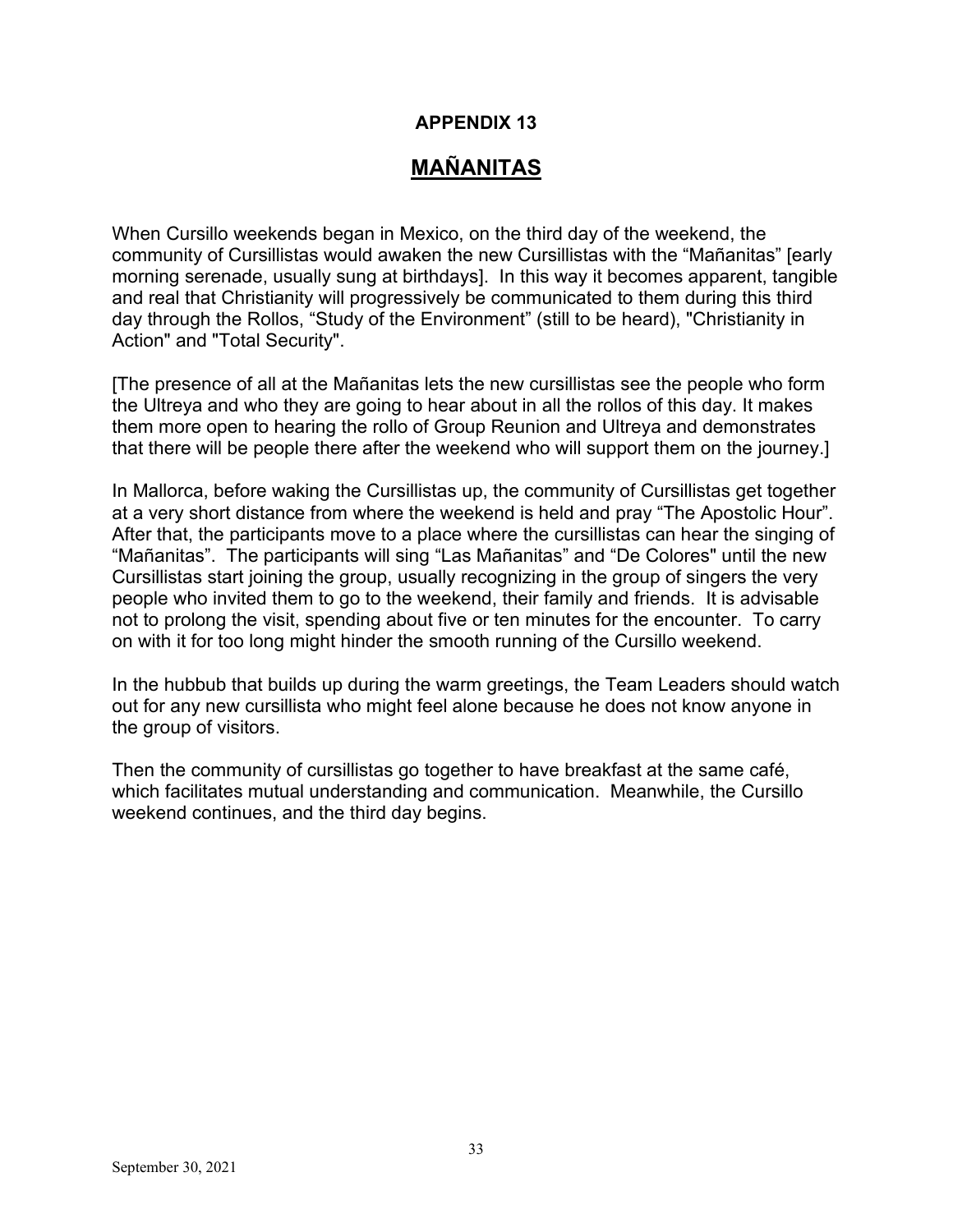## APPENDIX 13

# MAÑANITAS

When Cursillo weekends began in Mexico, on the third day of the weekend, the community of Cursillistas would awaken the new Cursillistas with the “Mañanitas” [early morning serenade, usually sung at birthdays]. In this way it becomes apparent, tangible and real that Christianity will progressively be communicated to them during this third day through the Rollos, “Study of the Environment” (still to be heard), "Christianity in Action" and "Total Security".

[The presence of all at the Mañanitas lets the new cursillistas see the people who form the Ultreya and who they are going to hear about in all the rollos of this day. It makes them more open to hearing the rollo of Group Reunion and Ultreya and demonstrates that there will be people there after the weekend who will support them on the journey.]

In Mallorca, before waking the Cursillistas up, the community of Cursillistas get together at a very short distance from where the weekend is held and pray “The Apostolic Hour”. After that, the participants move to a place where the cursillistas can hear the singing of “Mañanitas”. The participants will sing “Las Mañanitas” and “De Colores" until the new Cursillistas start joining the group, usually recognizing in the group of singers the very people who invited them to go to the weekend, their family and friends. It is advisable not to prolong the visit, spending about five or ten minutes for the encounter. To carry on with it for too long might hinder the smooth running of the Cursillo weekend.

In the hubbub that builds up during the warm greetings, the Team Leaders should watch out for any new cursillista who might feel alone because he does not know anyone in the group of visitors.

Then the community of cursillistas go together to have breakfast at the same café, which facilitates mutual understanding and communication. Meanwhile, the Cursillo weekend continues, and the third day begins.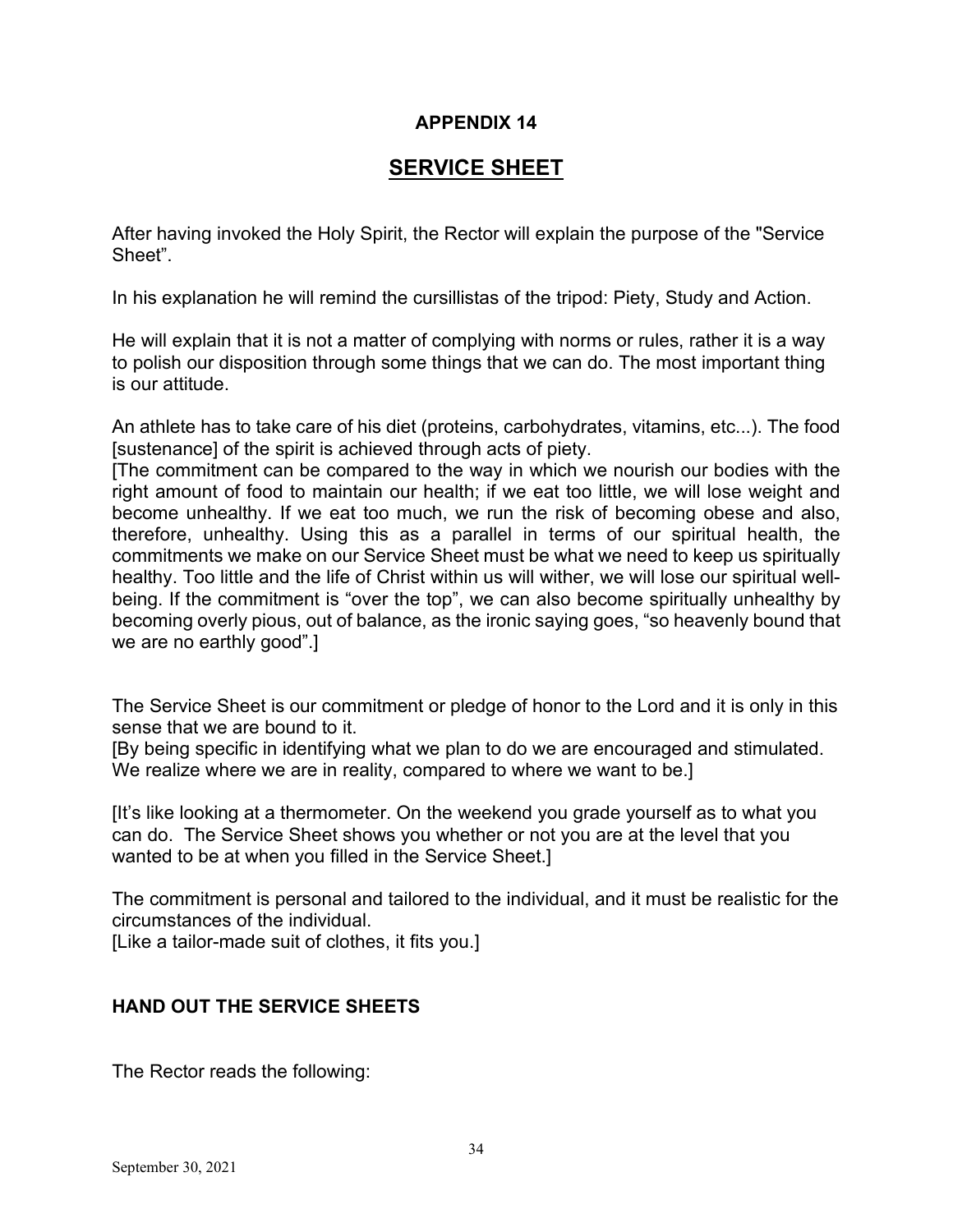# APPENDIX 14

## SERVICE SHEET

After having invoked the Holy Spirit, the Rector will explain the purpose of the "Service Sheet”.

In his explanation he will remind the cursillistas of the tripod: Piety, Study and Action.

He will explain that it is not a matter of complying with norms or rules, rather it is a way to polish our disposition through some things that we can do. The most important thing is our attitude.

An athlete has to take care of his diet (proteins, carbohydrates, vitamins, etc...). The food [sustenance] of the spirit is achieved through acts of piety.
[The commitment can be compared to the way in which we nourish our bodies with the right amount of food to maintain our health; if we eat too little, we will lose weight and become unhealthy. If we eat too much, we run the risk of becoming obese and also, therefore, unhealthy. Using this as a parallel in terms of our spiritual health, the commitments we make on our Service Sheet must be what we need to keep us spiritually healthy. Too little and the life of Christ within us will wither, we will lose our spiritual well-being. If the commitment is “over the top”, we can also become spiritually unhealthy by becoming overly pious, out of balance, as the ironic saying goes, “so heavenly bound that we are no earthly good”.]

The Service Sheet is our commitment or pledge of honor to the Lord and it is only in this sense that we are bound to it.
[By being specific in identifying what we plan to do we are encouraged and stimulated. We realize where we are in reality, compared to where we want to be.]

[It’s like looking at a thermometer. On the weekend you grade yourself as to what you can do. The Service Sheet shows you whether or not you are at the level that you wanted to be at when you filled in the Service Sheet.]

The commitment is personal and tailored to the individual, and it must be realistic for the circumstances of the individual.
[Like a tailor-made suit of clothes, it fits you.]

**HAND OUT THE SERVICE SHEETS**

The Rector reads the following: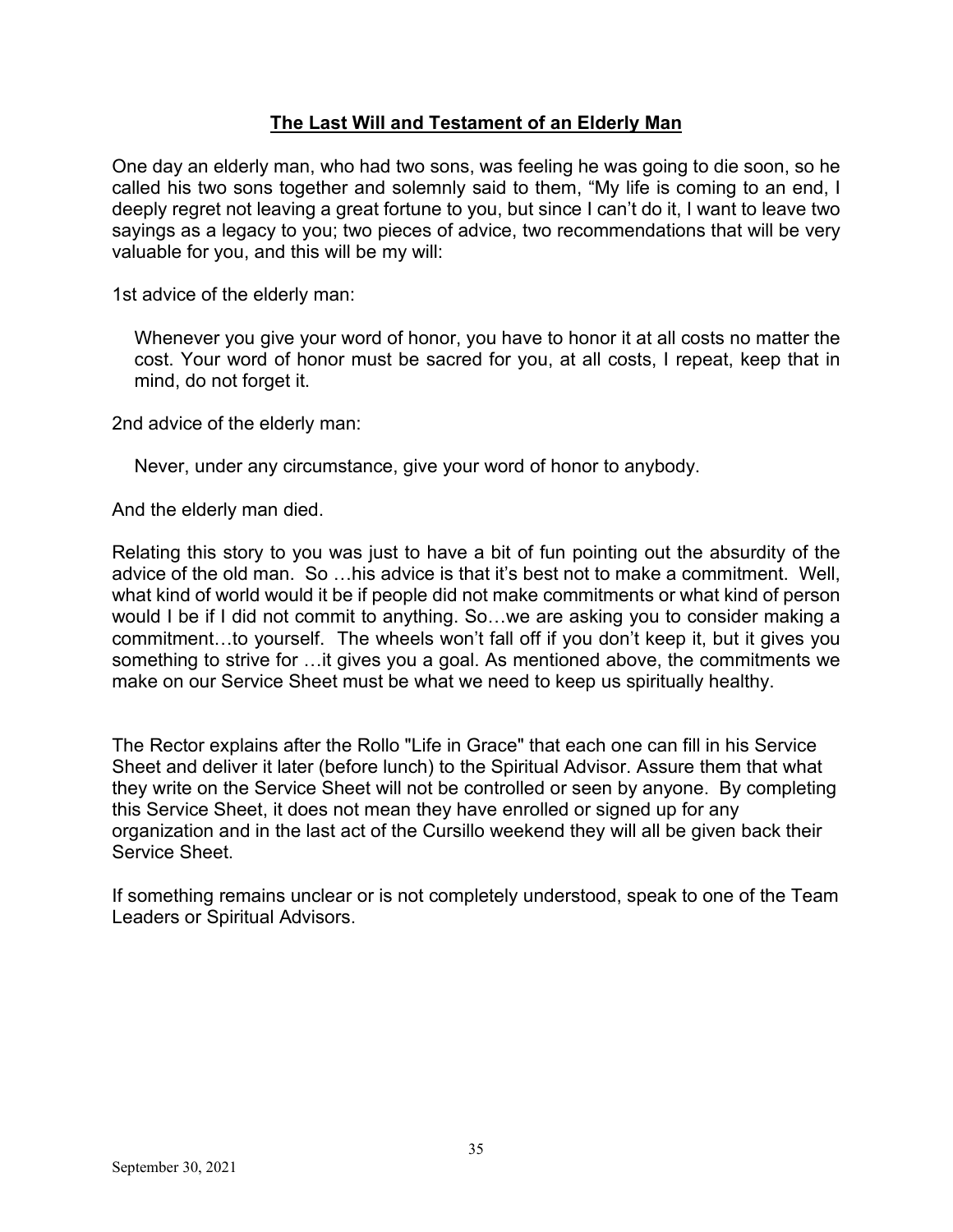## The Last Will and Testament of an Elderly Man

One day an elderly man, who had two sons, was feeling he was going to die soon, so he called his two sons together and solemnly said to them, "My life is coming to an end, I deeply regret not leaving a great fortune to you, but since I can't do it, I want to leave two sayings as a legacy to you; two pieces of advice, two recommendations that will be very valuable for you, and this will be my will:

1st advice of the elderly man:

> Whenever you give your word of honor, you have to honor it at all costs no matter the cost. Your word of honor must be sacred for you, at all costs, I repeat, keep that in mind, do not forget it.

2nd advice of the elderly man:

> Never, under any circumstance, give your word of honor to anybody.

And the elderly man died.

Relating this story to you was just to have a bit of fun pointing out the absurdity of the advice of the old man. So …his advice is that it's best not to make a commitment. Well, what kind of world would it be if people did not make commitments or what kind of person would I be if I did not commit to anything. So…we are asking you to consider making a commitment…to yourself. The wheels won't fall off if you don't keep it, but it gives you something to strive for …it gives you a goal. As mentioned above, the commitments we make on our Service Sheet must be what we need to keep us spiritually healthy.

The Rector explains after the Rollo "Life in Grace" that each one can fill in his Service Sheet and deliver it later (before lunch) to the Spiritual Advisor. Assure them that what they write on the Service Sheet will not be controlled or seen by anyone. By completing this Service Sheet, it does not mean they have enrolled or signed up for any organization and in the last act of the Cursillo weekend they will all be given back their Service Sheet.

If something remains unclear or is not completely understood, speak to one of the Team Leaders or Spiritual Advisors.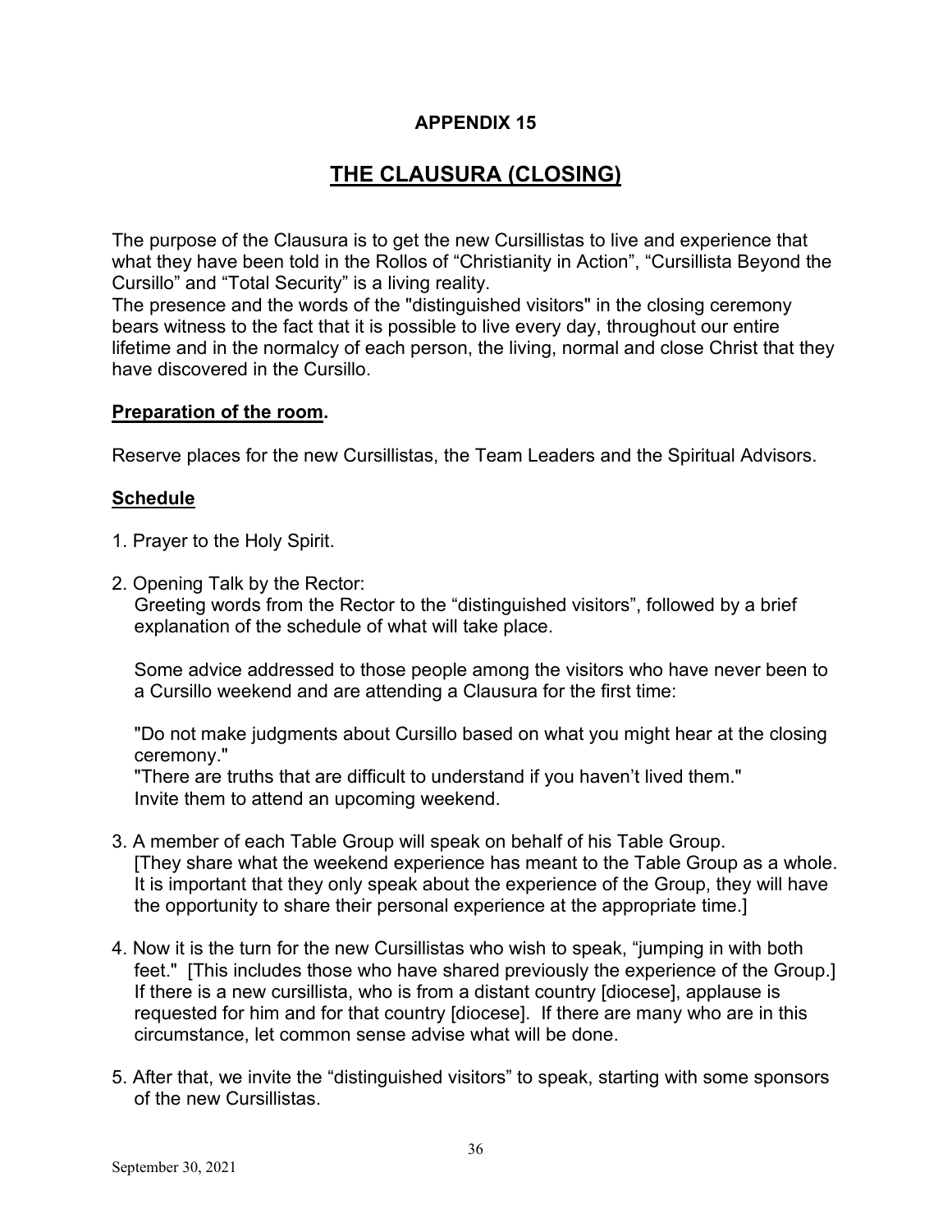# APPENDIX 15

## THE CLAUSURA (CLOSING)

The purpose of the Clausura is to get the new Cursillistas to live and experience that what they have been told in the Rollos of "Christianity in Action", "Cursillista Beyond the Cursillo" and "Total Security" is a living reality.
The presence and the words of the "distinguished visitors" in the closing ceremony bears witness to the fact that it is possible to live every day, throughout our entire lifetime and in the normalcy of each person, the living, normal and close Christ that they have discovered in the Cursillo.

**Preparation of the room.**

Reserve places for the new Cursillistas, the Team Leaders and the Spiritual Advisors.

**Schedule**

1. Prayer to the Holy Spirit.

2. Opening Talk by the Rector:
   Greeting words from the Rector to the "distinguished visitors", followed by a brief explanation of the schedule of what will take place.

   Some advice addressed to those people among the visitors who have never been to a Cursillo weekend and are attending a Clausura for the first time:

   "Do not make judgments about Cursillo based on what you might hear at the closing ceremony."
   "There are truths that are difficult to understand if you haven't lived them."
   Invite them to attend an upcoming weekend.

3. A member of each Table Group will speak on behalf of his Table Group.
   [They share what the weekend experience has meant to the Table Group as a whole. It is important that they only speak about the experience of the Group, they will have the opportunity to share their personal experience at the appropriate time.]

4. Now it is the turn for the new Cursillistas who wish to speak, "jumping in with both feet." [This includes those who have shared previously the experience of the Group.] If there is a new cursillista, who is from a distant country [diocese], applause is requested for him and for that country [diocese]. If there are many who are in this circumstance, let common sense advise what will be done.

5. After that, we invite the "distinguished visitors" to speak, starting with some sponsors of the new Cursillistas.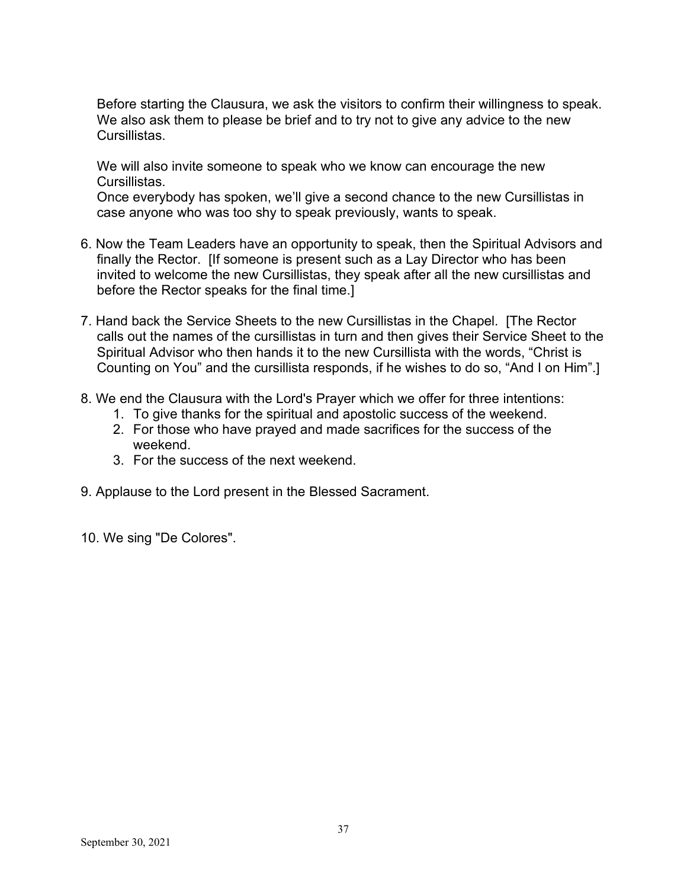Before starting the Clausura, we ask the visitors to confirm their willingness to speak. We also ask them to please be brief and to try not to give any advice to the new Cursillistas.

We will also invite someone to speak who we know can encourage the new Cursillistas.
Once everybody has spoken, we'll give a second chance to the new Cursillistas in case anyone who was too shy to speak previously, wants to speak.

6. Now the Team Leaders have an opportunity to speak, then the Spiritual Advisors and finally the Rector. [If someone is present such as a Lay Director who has been invited to welcome the new Cursillistas, they speak after all the new cursillistas and before the Rector speaks for the final time.]

7. Hand back the Service Sheets to the new Cursillistas in the Chapel. [The Rector calls out the names of the cursillistas in turn and then gives their Service Sheet to the Spiritual Advisor who then hands it to the new Cursillista with the words, "Christ is Counting on You" and the cursillista responds, if he wishes to do so, "And I on Him".]

8. We end the Clausura with the Lord's Prayer which we offer for three intentions:
    1. To give thanks for the spiritual and apostolic success of the weekend.
    2. For those who have prayed and made sacrifices for the success of the weekend.
    3. For the success of the next weekend.

9. Applause to the Lord present in the Blessed Sacrament.

10. We sing "De Colores".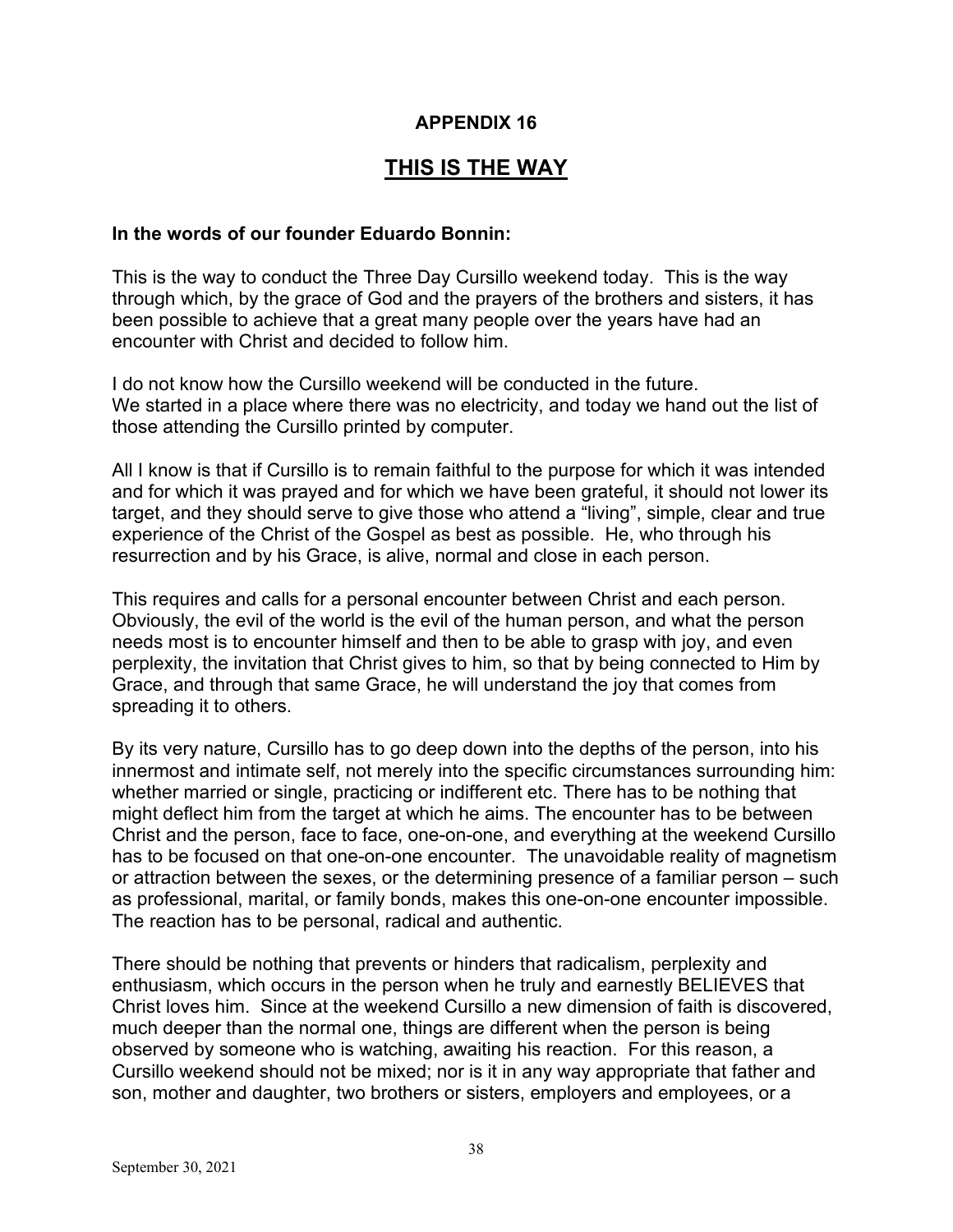## APPENDIX 16

# THIS IS THE WAY

**In the words of our founder Eduardo Bonnin:**

This is the way to conduct the Three Day Cursillo weekend today. This is the way through which, by the grace of God and the prayers of the brothers and sisters, it has been possible to achieve that a great many people over the years have had an encounter with Christ and decided to follow him.

I do not know how the Cursillo weekend will be conducted in the future.
We started in a place where there was no electricity, and today we hand out the list of those attending the Cursillo printed by computer.

All I know is that if Cursillo is to remain faithful to the purpose for which it was intended and for which it was prayed and for which we have been grateful, it should not lower its target, and they should serve to give those who attend a "living", simple, clear and true experience of the Christ of the Gospel as best as possible. He, who through his resurrection and by his Grace, is alive, normal and close in each person.

This requires and calls for a personal encounter between Christ and each person. Obviously, the evil of the world is the evil of the human person, and what the person needs most is to encounter himself and then to be able to grasp with joy, and even perplexity, the invitation that Christ gives to him, so that by being connected to Him by Grace, and through that same Grace, he will understand the joy that comes from spreading it to others.

By its very nature, Cursillo has to go deep down into the depths of the person, into his innermost and intimate self, not merely into the specific circumstances surrounding him: whether married or single, practicing or indifferent etc. There has to be nothing that might deflect him from the target at which he aims. The encounter has to be between Christ and the person, face to face, one-on-one, and everything at the weekend Cursillo has to be focused on that one-on-one encounter. The unavoidable reality of magnetism or attraction between the sexes, or the determining presence of a familiar person – such as professional, marital, or family bonds, makes this one-on-one encounter impossible. The reaction has to be personal, radical and authentic.

There should be nothing that prevents or hinders that radicalism, perplexity and enthusiasm, which occurs in the person when he truly and earnestly BELIEVES that Christ loves him. Since at the weekend Cursillo a new dimension of faith is discovered, much deeper than the normal one, things are different when the person is being observed by someone who is watching, awaiting his reaction. For this reason, a Cursillo weekend should not be mixed; nor is it in any way appropriate that father and son, mother and daughter, two brothers or sisters, employers and employees, or a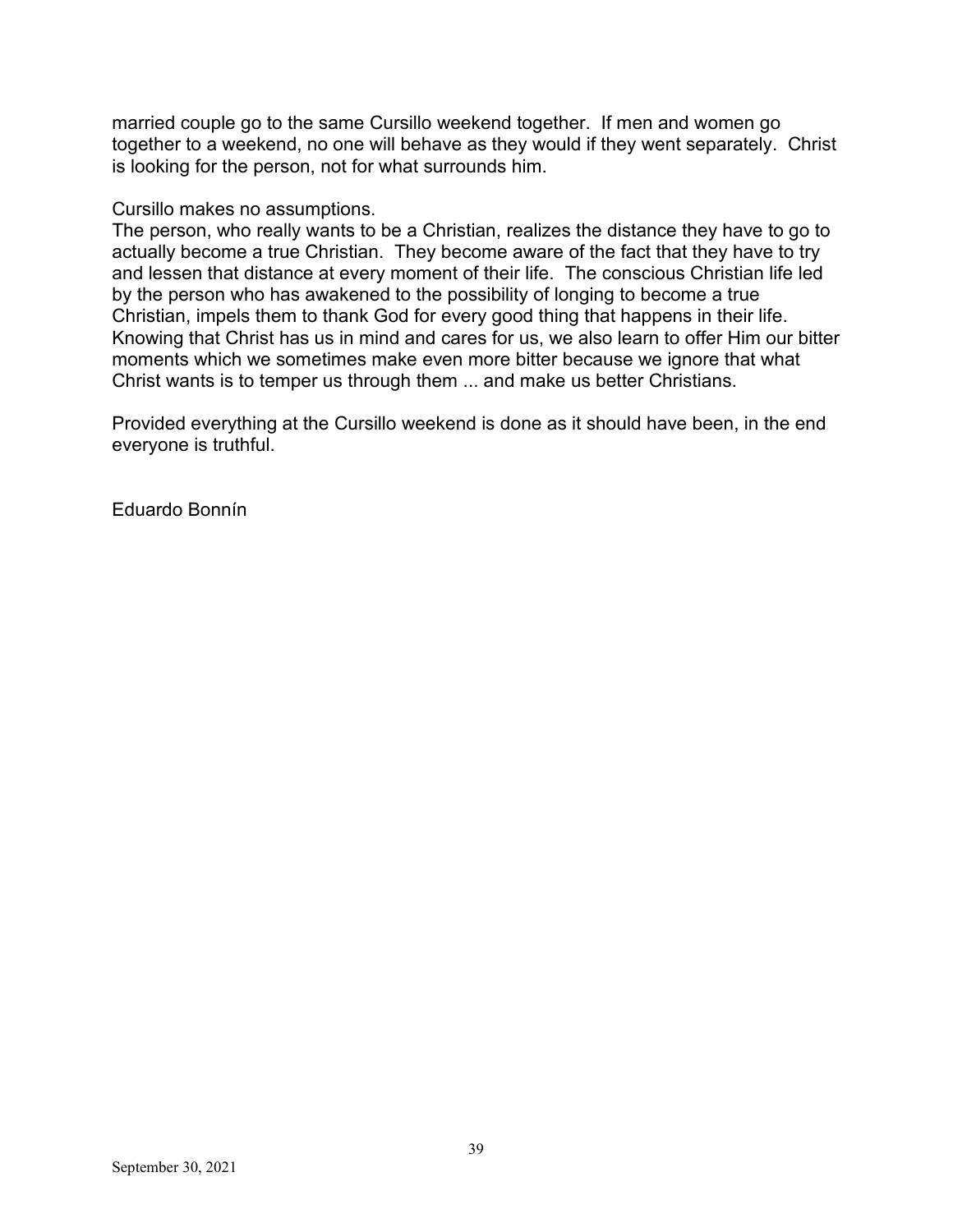married couple go to the same Cursillo weekend together. If men and women go together to a weekend, no one will behave as they would if they went separately. Christ is looking for the person, not for what surrounds him.

Cursillo makes no assumptions.
The person, who really wants to be a Christian, realizes the distance they have to go to actually become a true Christian. They become aware of the fact that they have to try and lessen that distance at every moment of their life. The conscious Christian life led by the person who has awakened to the possibility of longing to become a true Christian, impels them to thank God for every good thing that happens in their life. Knowing that Christ has us in mind and cares for us, we also learn to offer Him our bitter moments which we sometimes make even more bitter because we ignore that what Christ wants is to temper us through them ... and make us better Christians.

Provided everything at the Cursillo weekend is done as it should have been, in the end everyone is truthful.

Eduardo Bonnín